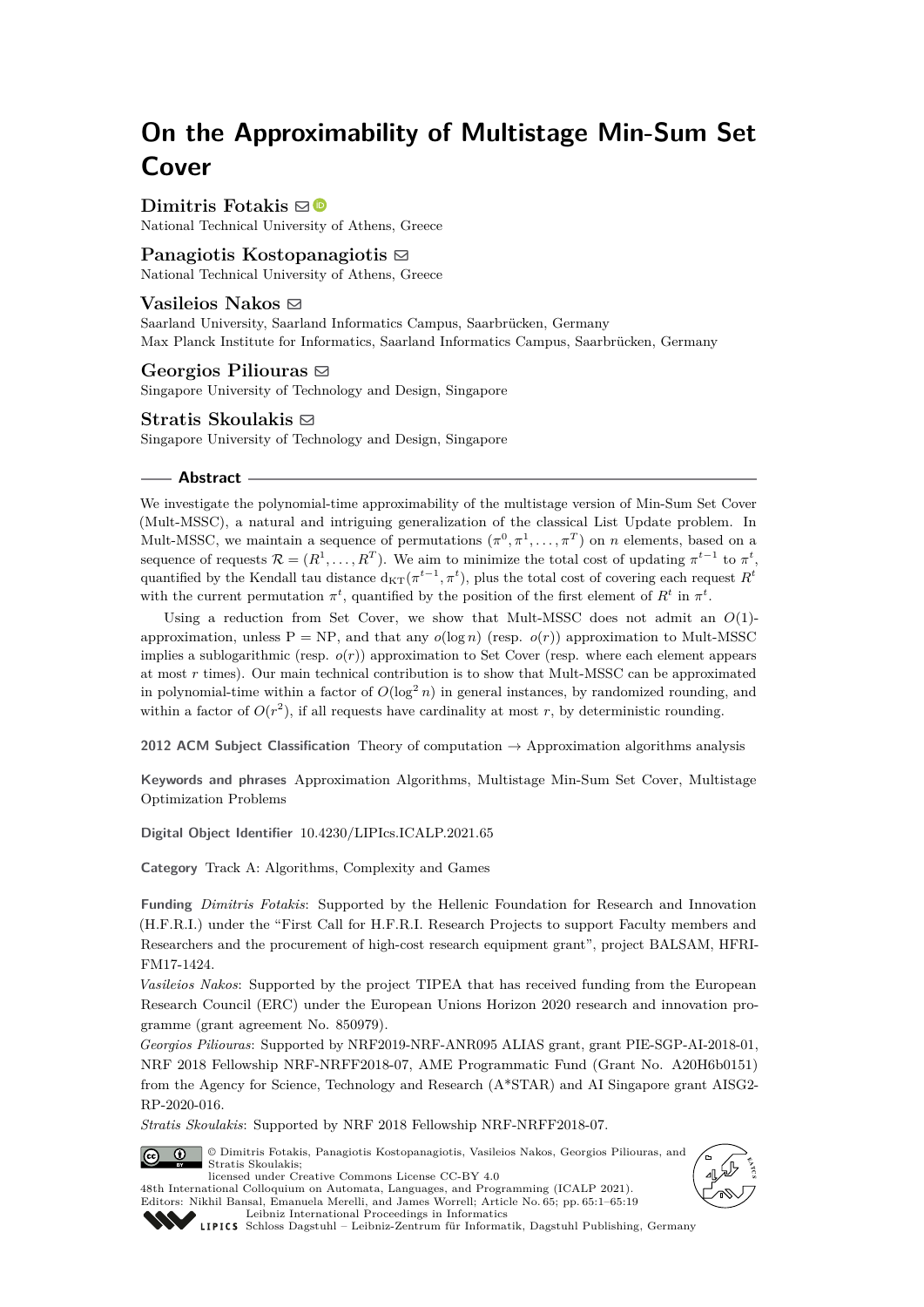# On the Approximability of Multistage Min-Sum Set Cover

**Dimitris Fotakis**
National Technical University of Athens, Greece

**Panagiotis Kostopanagiotis**
National Technical University of Athens, Greece

**Vasileios Nakos**
Saarland University, Saarland Informatics Campus, Saarbrücken, Germany
Max Planck Institute for Informatics, Saarland Informatics Campus, Saarbrücken, Germany

**Georgios Piliouras**
Singapore University of Technology and Design, Singapore

**Stratis Skoulakis**
Singapore University of Technology and Design, Singapore

## Abstract

We investigate the polynomial-time approximability of the multistage version of Min-Sum Set Cover (Mult-MSSC), a natural and intriguing generalization of the classical List Update problem. In Mult-MSSC, we maintain a sequence of permutations $(\pi^0, \pi^1, \dots, \pi^T)$ on $n$ elements, based on a sequence of requests $\mathcal{R} = (R^1, \dots, R^T)$. We aim to minimize the total cost of updating $\pi^{t-1}$ to $\pi^t$, quantified by the Kendall tau distance $\mathrm{d}_{\mathrm{KT}}(\pi^{t-1}, \pi^t)$, plus the total cost of covering each request $R^t$ with the current permutation $\pi^t$, quantified by the position of the first element of $R^t$ in $\pi^t$.

Using a reduction from Set Cover, we show that Mult-MSSC does not admit an $O(1)$-approximation, unless P = NP, and that any $o(\log n)$ (resp. $o(r)$) approximation to Mult-MSSC implies a sublogarithmic (resp. $o(r)$) approximation to Set Cover (resp. where each element appears at most $r$ times). Our main technical contribution is to show that Mult-MSSC can be approximated in polynomial-time within a factor of $O(\log^2 n)$ in general instances, by randomized rounding, and within a factor of $O(r^2)$, if all requests have cardinality at most $r$, by deterministic rounding.

**2012 ACM Subject Classification** Theory of computation → Approximation algorithms analysis

**Keywords and phrases** Approximation Algorithms, Multistage Min-Sum Set Cover, Multistage Optimization Problems

**Digital Object Identifier** 10.4230/LIPIcs.ICALP.2021.65

**Category** Track A: Algorithms, Complexity and Games

**Funding** *Dimitris Fotakis*: Supported by the Hellenic Foundation for Research and Innovation (H.F.R.I.) under the "First Call for H.F.R.I. Research Projects to support Faculty members and Researchers and the procurement of high-cost research equipment grant", project BALSAM, HFRI-FM17-1424.

*Vasileios Nakos*: Supported by the project TIPEA that has received funding from the European Research Council (ERC) under the European Unions Horizon 2020 research and innovation programme (grant agreement No. 850979).

*Georgios Piliouras*: Supported by NRF2019-NRF-ANR095 ALIAS grant, grant PIE-SGP-AI-2018-01, NRF 2018 Fellowship NRF-NRFF2018-07, AME Programmatic Fund (Grant No. A20H6b0151) from the Agency for Science, Technology and Research (A*STAR) and AI Singapore grant AISG2-RP-2020-016.

*Stratis Skoulakis*: Supported by NRF 2018 Fellowship NRF-NRFF2018-07.

© Dimitris Fotakis, Panagiotis Kostopanagiotis, Vasileios Nakos, Georgios Piliouras, and Stratis Skoulakis;
licensed under Creative Commons License CC-BY 4.0
48th International Colloquium on Automata, Languages, and Programming (ICALP 2021).
Editors: Nikhil Bansal, Emanuela Merelli, and James Worrell; Article No. 65; pp. 65:1–65:19
Leibniz International Proceedings in Informatics
Schloss Dagstuhl – Leibniz-Zentrum für Informatik, Dagstuhl Publishing, Germany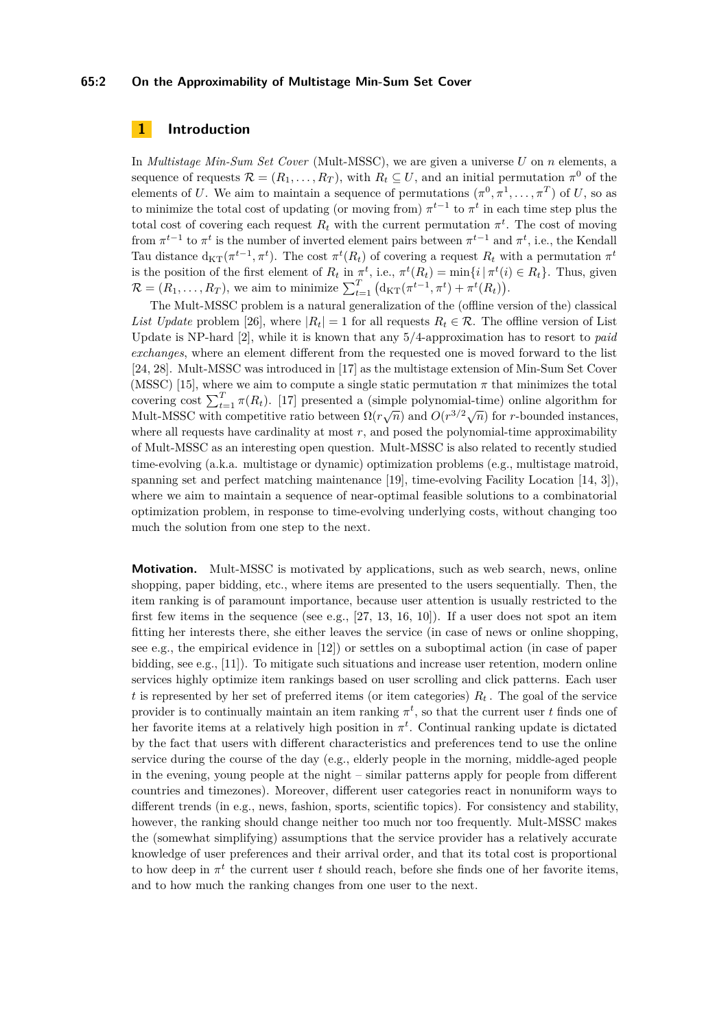## 1 Introduction

In *Multistage Min-Sum Set Cover* (Mult-MSSC), we are given a universe $U$ on $n$ elements, a sequence of requests $\mathcal{R} = (R_1, \dots, R_T)$, with $R_t \subseteq U$, and an initial permutation $\pi^0$ of the elements of $U$. We aim to maintain a sequence of permutations $(\pi^0, \pi^1, \dots, \pi^T)$ of $U$, so as to minimize the total cost of updating (or moving from) $\pi^{t-1}$ to $\pi^t$ in each time step plus the total cost of covering each request $R_t$ with the current permutation $\pi^t$. The cost of moving from $\pi^{t-1}$ to $\pi^t$ is the number of inverted element pairs between $\pi^{t-1}$ and $\pi^t$, i.e., the Kendall Tau distance $\mathrm{d_{KT}}(\pi^{t-1}, \pi^t)$. The cost $\pi^t(R_t)$ of covering a request $R_t$ with a permutation $\pi^t$ is the position of the first element of $R_t$ in $\pi^t$, i.e., $\pi^t(R_t) = \min\{i \,|\, \pi^t(i) \in R_t\}$. Thus, given $\mathcal{R} = (R_1, \dots, R_T)$, we aim to minimize $\sum_{t=1}^{T} \big(\mathrm{d_{KT}}(\pi^{t-1}, \pi^t) + \pi^t(R_t)\big)$.

The Mult-MSSC problem is a natural generalization of the (offline version of the) classical *List Update* problem [26], where $|R_t| = 1$ for all requests $R_t \in \mathcal{R}$. The offline version of List Update is NP-hard [2], while it is known that any 5/4-approximation has to resort to *paid exchanges*, where an element different from the requested one is moved forward to the list [24, 28]. Mult-MSSC was introduced in [17] as the multistage extension of Min-Sum Set Cover (MSSC) [15], where we aim to compute a single static permutation $\pi$ that minimizes the total covering cost $\sum_{t=1}^{T} \pi(R_t)$. [17] presented a (simple polynomial-time) online algorithm for Mult-MSSC with competitive ratio between $\Omega(r\sqrt{n})$ and $O(r^{3/2}\sqrt{n})$ for $r$-bounded instances, where all requests have cardinality at most $r$, and posed the polynomial-time approximability of Mult-MSSC as an interesting open question. Mult-MSSC is also related to recently studied time-evolving (a.k.a. multistage or dynamic) optimization problems (e.g., multistage matroid, spanning set and perfect matching maintenance [19], time-evolving Facility Location [14, 3]), where we aim to maintain a sequence of near-optimal feasible solutions to a combinatorial optimization problem, in response to time-evolving underlying costs, without changing too much the solution from one step to the next.

**Motivation.** Mult-MSSC is motivated by applications, such as web search, news, online shopping, paper bidding, etc., where items are presented to the users sequentially. Then, the item ranking is of paramount importance, because user attention is usually restricted to the first few items in the sequence (see e.g., [27, 13, 16, 10]). If a user does not spot an item fitting her interests there, she either leaves the service (in case of news or online shopping, see e.g., the empirical evidence in [12]) or settles on a suboptimal action (in case of paper bidding, see e.g., [11]). To mitigate such situations and increase user retention, modern online services highly optimize item rankings based on user scrolling and click patterns. Each user $t$ is represented by her set of preferred items (or item categories) $R_t$. The goal of the service provider is to continually maintain an item ranking $\pi^t$, so that the current user $t$ finds one of her favorite items at a relatively high position in $\pi^t$. Continual ranking update is dictated by the fact that users with different characteristics and preferences tend to use the online service during the course of the day (e.g., elderly people in the morning, middle-aged people in the evening, young people at the night – similar patterns apply for people from different countries and timezones). Moreover, different user categories react in nonuniform ways to different trends (in e.g., news, fashion, sports, scientific topics). For consistency and stability, however, the ranking should change neither too much nor too frequently. Mult-MSSC makes the (somewhat simplifying) assumptions that the service provider has a relatively accurate knowledge of user preferences and their arrival order, and that its total cost is proportional to how deep in $\pi^t$ the current user $t$ should reach, before she finds one of her favorite items, and to how much the ranking changes from one user to the next.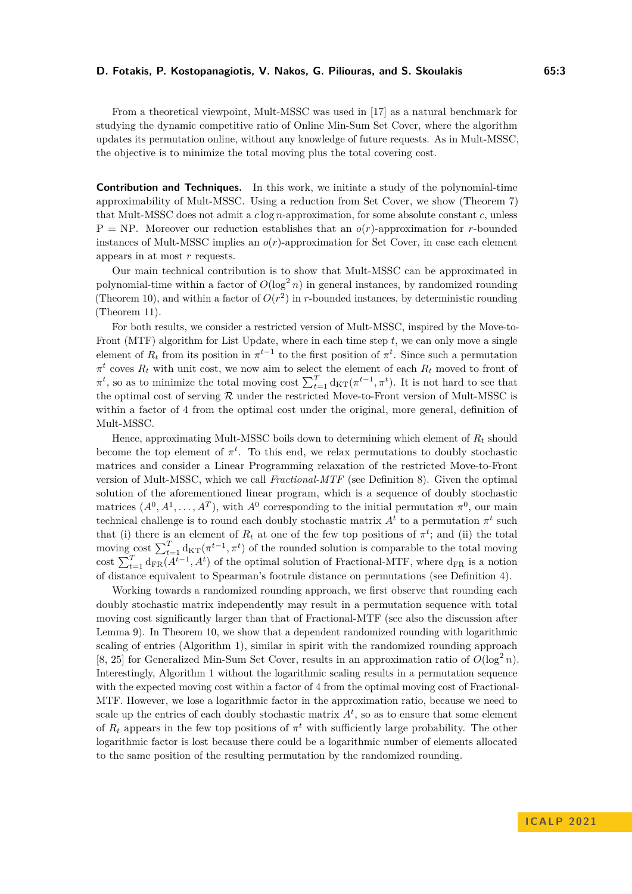From a theoretical viewpoint, Mult-MSSC was used in [17] as a natural benchmark for studying the dynamic competitive ratio of Online Min-Sum Set Cover, where the algorithm updates its permutation online, without any knowledge of future requests. As in Mult-MSSC, the objective is to minimize the total moving plus the total covering cost.

**Contribution and Techniques.** In this work, we initiate a study of the polynomial-time approximability of Mult-MSSC. Using a reduction from Set Cover, we show (Theorem 7) that Mult-MSSC does not admit a $c \log n$-approximation, for some absolute constant $c$, unless P = NP. Moreover our reduction establishes that an $o(r)$-approximation for $r$-bounded instances of Mult-MSSC implies an $o(r)$-approximation for Set Cover, in case each element appears in at most $r$ requests.

Our main technical contribution is to show that Mult-MSSC can be approximated in polynomial-time within a factor of $O(\log^2 n)$ in general instances, by randomized rounding (Theorem 10), and within a factor of $O(r^2)$ in $r$-bounded instances, by deterministic rounding (Theorem 11).

For both results, we consider a restricted version of Mult-MSSC, inspired by the Move-to-Front (MTF) algorithm for List Update, where in each time step $t$, we can only move a single element of $R_t$ from its position in $\pi^{t-1}$ to the first position of $\pi^t$. Since such a permutation $\pi^t$ coves $R_t$ with unit cost, we now aim to select the element of each $R_t$ moved to front of $\pi^t$, so as to minimize the total moving cost $\sum_{t=1}^{T} \mathrm{d_{KT}}(\pi^{t-1}, \pi^t)$. It is not hard to see that the optimal cost of serving $\mathcal{R}$ under the restricted Move-to-Front version of Mult-MSSC is within a factor of 4 from the optimal cost under the original, more general, definition of Mult-MSSC.

Hence, approximating Mult-MSSC boils down to determining which element of $R_t$ should become the top element of $\pi^t$. To this end, we relax permutations to doubly stochastic matrices and consider a Linear Programming relaxation of the restricted Move-to-Front version of Mult-MSSC, which we call *Fractional-MTF* (see Definition 8). Given the optimal solution of the aforementioned linear program, which is a sequence of doubly stochastic matrices $(A^0, A^1, \ldots, A^T)$, with $A^0$ corresponding to the initial permutation $\pi^0$, our main technical challenge is to round each doubly stochastic matrix $A^t$ to a permutation $\pi^t$ such that (i) there is an element of $R_t$ at one of the few top positions of $\pi^t$; and (ii) the total moving cost $\sum_{t=1}^{T} \mathrm{d_{KT}}(\pi^{t-1}, \pi^t)$ of the rounded solution is comparable to the total moving cost $\sum_{t=1}^{T} \mathrm{d_{FR}}(A^{t-1}, A^t)$ of the optimal solution of Fractional-MTF, where $\mathrm{d_{FR}}$ is a notion of distance equivalent to Spearman's footrule distance on permutations (see Definition 4).

Working towards a randomized rounding approach, we first observe that rounding each doubly stochastic matrix independently may result in a permutation sequence with total moving cost significantly larger than that of Fractional-MTF (see also the discussion after Lemma 9). In Theorem 10, we show that a dependent randomized rounding with logarithmic scaling of entries (Algorithm 1), similar in spirit with the randomized rounding approach [8, 25] for Generalized Min-Sum Set Cover, results in an approximation ratio of $O(\log^2 n)$. Interestingly, Algorithm 1 without the logarithmic scaling results in a permutation sequence with the expected moving cost within a factor of 4 from the optimal moving cost of Fractional-MTF. However, we lose a logarithmic factor in the approximation ratio, because we need to scale up the entries of each doubly stochastic matrix $A^t$, so as to ensure that some element of $R_t$ appears in the few top positions of $\pi^t$ with sufficiently large probability. The other logarithmic factor is lost because there could be a logarithmic number of elements allocated to the same position of the resulting permutation by the randomized rounding.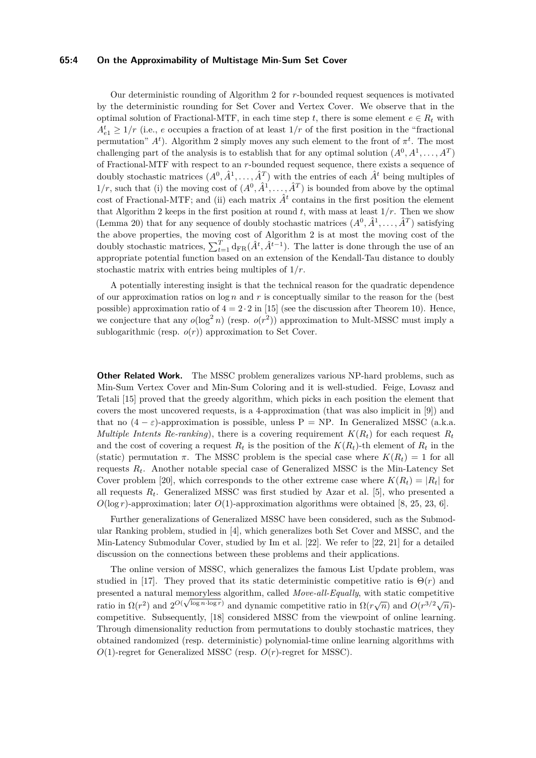Our deterministic rounding of Algorithm 2 for $r$-bounded request sequences is motivated by the deterministic rounding for Set Cover and Vertex Cover. We observe that in the optimal solution of Fractional-MTF, in each time step $t$, there is some element $e \in R_t$ with $A^t_{e1} \geq 1/r$ (i.e., $e$ occupies a fraction of at least $1/r$ of the first position in the "fractional permutation" $A^t$). Algorithm 2 simply moves any such element to the front of $\pi^t$. The most challenging part of the analysis is to establish that for any optimal solution $(A^0, A^1, \dots, A^T)$ of Fractional-MTF with respect to an $r$-bounded request sequence, there exists a sequence of doubly stochastic matrices $(A^0, \hat{A}^1, \dots, \hat{A}^T)$ with the entries of each $\hat{A}^t$ being multiples of $1/r$, such that (i) the moving cost of $(A^0, \hat{A}^1, \dots, \hat{A}^T)$ is bounded from above by the optimal cost of Fractional-MTF; and (ii) each matrix $\hat{A}^t$ contains in the first position the element that Algorithm 2 keeps in the first position at round $t$, with mass at least $1/r$. Then we show (Lemma 20) that for any sequence of doubly stochastic matrices $(A^0, \hat{A}^1, \dots, \hat{A}^T)$ satisfying the above properties, the moving cost of Algorithm 2 is at most the moving cost of the doubly stochastic matrices, $\sum_{t=1}^{T} \mathrm{d}_{\mathrm{FR}}(\hat{A}^t, \hat{A}^{t-1})$. The latter is done through the use of an appropriate potential function based on an extension of the Kendall-Tau distance to doubly stochastic matrix with entries being multiples of $1/r$.

A potentially interesting insight is that the technical reason for the quadratic dependence of our approximation ratios on $\log n$ and $r$ is conceptually similar to the reason for the (best possible) approximation ratio of $4 = 2 \cdot 2$ in [15] (see the discussion after Theorem 10). Hence, we conjecture that any $o(\log^2 n)$ (resp. $o(r^2)$) approximation to Mult-MSSC must imply a sublogarithmic (resp. $o(r)$) approximation to Set Cover.

**Other Related Work.** The MSSC problem generalizes various NP-hard problems, such as Min-Sum Vertex Cover and Min-Sum Coloring and it is well-studied. Feige, Lovasz and Tetali [15] proved that the greedy algorithm, which picks in each position the element that covers the most uncovered requests, is a 4-approximation (that was also implicit in [9]) and that no $(4 - \varepsilon)$-approximation is possible, unless P = NP. In Generalized MSSC (a.k.a. *Multiple Intents Re-ranking*), there is a covering requirement $K(R_t)$ for each request $R_t$ and the cost of covering a request $R_t$ is the position of the $K(R_t)$-th element of $R_t$ in the (static) permutation $\pi$. The MSSC problem is the special case where $K(R_t) = 1$ for all requests $R_t$. Another notable special case of Generalized MSSC is the Min-Latency Set Cover problem [20], which corresponds to the other extreme case where $K(R_t) = |R_t|$ for all requests $R_t$. Generalized MSSC was first studied by Azar et al. [5], who presented a $O(\log r)$-approximation; later $O(1)$-approximation algorithms were obtained [8, 25, 23, 6].

Further generalizations of Generalized MSSC have been considered, such as the Submodular Ranking problem, studied in [4], which generalizes both Set Cover and MSSC, and the Min-Latency Submodular Cover, studied by Im et al. [22]. We refer to [22, 21] for a detailed discussion on the connections between these problems and their applications.

The online version of MSSC, which generalizes the famous List Update problem, was studied in [17]. They proved that its static deterministic competitive ratio is $\Theta(r)$ and presented a natural memoryless algorithm, called *Move-all-Equally*, with static competitive ratio in $\Omega(r^2)$ and $2^{O(\sqrt{\log n \cdot \log r})}$ and dynamic competitive ratio in $\Omega(r\sqrt{n})$ and $O(r^{3/2}\sqrt{n})$-competitive. Subsequently, [18] considered MSSC from the viewpoint of online learning. Through dimensionality reduction from permutations to doubly stochastic matrices, they obtained randomized (resp. deterministic) polynomial-time online learning algorithms with $O(1)$-regret for Generalized MSSC (resp. $O(r)$-regret for MSSC).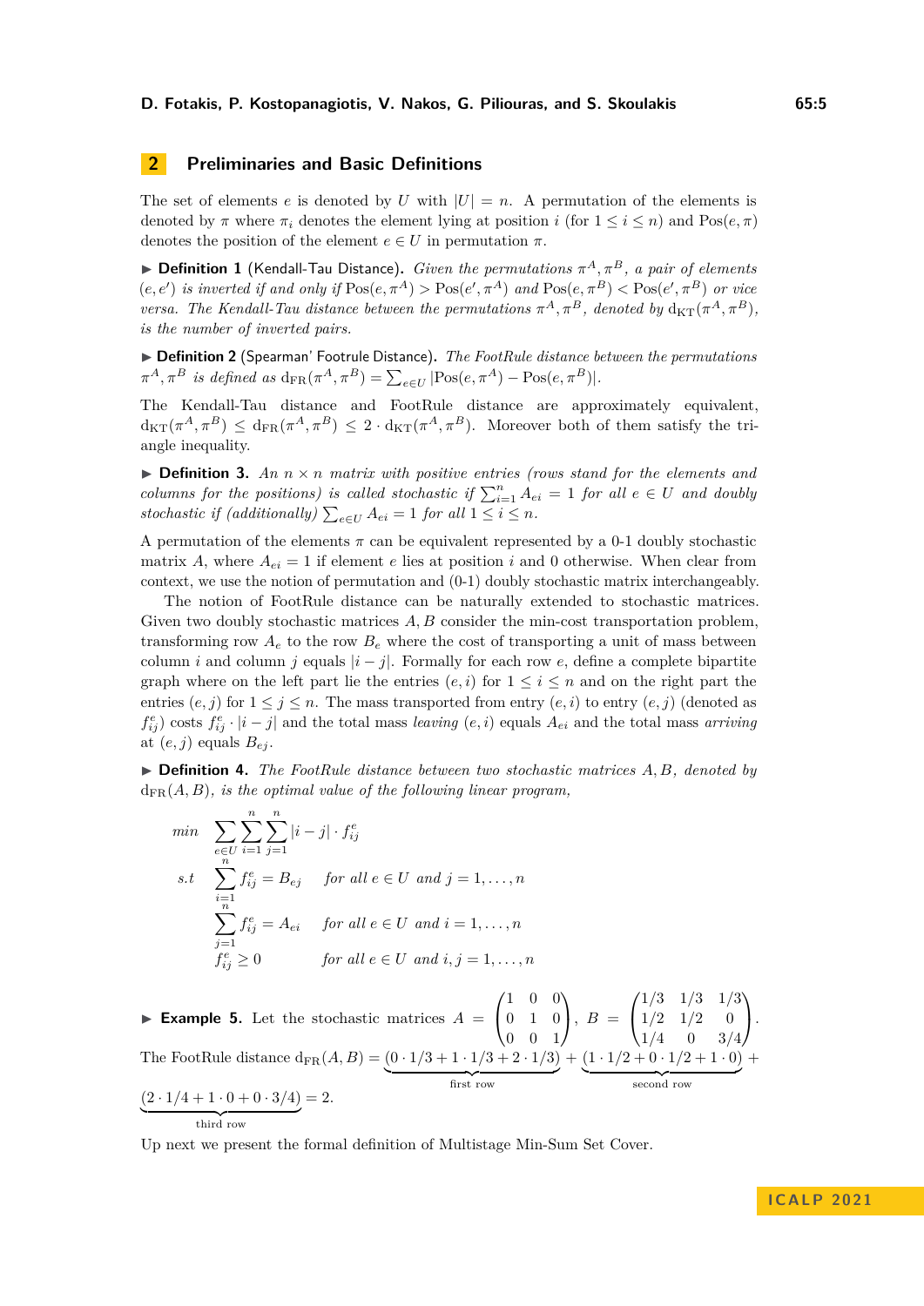## 2 Preliminaries and Basic Definitions

The set of elements $e$ is denoted by $U$ with $|U| = n$. A permutation of the elements is denoted by $\pi$ where $\pi_i$ denotes the element lying at position $i$ (for $1 \leq i \leq n$) and $\text{Pos}(e, \pi)$ denotes the position of the element $e \in U$ in permutation $\pi$.

▶ **Definition 1** (Kendall-Tau Distance). *Given the permutations $\pi^A, \pi^B$, a pair of elements $(e, e')$ is inverted if and only if $\text{Pos}(e, \pi^A) > \text{Pos}(e', \pi^A)$ and $\text{Pos}(e, \pi^B) < \text{Pos}(e', \pi^B)$ or vice versa. The Kendall-Tau distance between the permutations $\pi^A, \pi^B$, denoted by $d_{\text{KT}}(\pi^A, \pi^B)$, is the number of inverted pairs.*

▶ **Definition 2** (Spearman' Footrule Distance). *The FootRule distance between the permutations $\pi^A, \pi^B$ is defined as $d_{\text{FR}}(\pi^A, \pi^B) = \sum_{e \in U} |\text{Pos}(e, \pi^A) - \text{Pos}(e, \pi^B)|$.*

The Kendall-Tau distance and FootRule distance are approximately equivalent, $d_{\text{KT}}(\pi^A, \pi^B) \leq d_{\text{FR}}(\pi^A, \pi^B) \leq 2 \cdot d_{\text{KT}}(\pi^A, \pi^B)$. Moreover both of them satisfy the triangle inequality.

▶ **Definition 3.** *An $n \times n$ matrix with positive entries (rows stand for the elements and columns for the positions) is called stochastic if $\sum_{i=1}^{n} A_{ei} = 1$ for all $e \in U$ and doubly stochastic if (additionally) $\sum_{e \in U} A_{ei} = 1$ for all $1 \leq i \leq n$.*

A permutation of the elements $\pi$ can be equivalent represented by a 0-1 doubly stochastic matrix $A$, where $A_{ei} = 1$ if element $e$ lies at position $i$ and 0 otherwise. When clear from context, we use the notion of permutation and (0-1) doubly stochastic matrix interchangeably.

The notion of FootRule distance can be naturally extended to stochastic matrices. Given two doubly stochastic matrices $A, B$ consider the min-cost transportation problem, transforming row $A_e$ to the row $B_e$ where the cost of transporting a unit of mass between column $i$ and column $j$ equals $|i - j|$. Formally for each row $e$, define a complete bipartite graph where on the left part lie the entries $(e, i)$ for $1 \leq i \leq n$ and on the right part the entries $(e, j)$ for $1 \leq j \leq n$. The mass transported from entry $(e, i)$ to entry $(e, j)$ (denoted as $f^e_{ij}$) costs $f^e_{ij} \cdot |i - j|$ and the total mass *leaving* $(e, i)$ equals $A_{ei}$ and the total mass *arriving* at $(e, j)$ equals $B_{ej}$.

▶ **Definition 4.** *The FootRule distance between two stochastic matrices $A, B$, denoted by $d_{\text{FR}}(A, B)$, is the optimal value of the following linear program,*

$$
\begin{aligned}
\textit{min} \quad & \sum_{e \in U} \sum_{i=1}^{n} \sum_{j=1}^{n} |i - j| \cdot f^e_{ij} \\
\textit{s.t} \quad & \sum_{i=1}^{n} f^e_{ij} = B_{ej} \qquad \textit{for all } e \in U \textit{ and } j = 1, \ldots, n \\
& \sum_{j=1}^{n} f^e_{ij} = A_{ei} \qquad \textit{for all } e \in U \textit{ and } i = 1, \ldots, n \\
& f^e_{ij} \geq 0 \qquad \textit{for all } e \in U \textit{ and } i, j = 1, \ldots, n
\end{aligned}
$$

▶ **Example 5.** Let the stochastic matrices $A = \begin{pmatrix} 1 & 0 & 0 \\ 0 & 1 & 0 \\ 0 & 0 & 1 \end{pmatrix}$, $B = \begin{pmatrix} 1/3 & 1/3 & 1/3 \\ 1/2 & 1/2 & 0 \\ 1/4 & 0 & 3/4 \end{pmatrix}$.

The FootRule distance $d_{\text{FR}}(A, B) = \underbrace{(0 \cdot 1/3 + 1 \cdot 1/3 + 2 \cdot 1/3)}_{\text{first row}} + \underbrace{(1 \cdot 1/2 + 0 \cdot 1/2 + 1 \cdot 0)}_{\text{second row}} + \underbrace{(2 \cdot 1/4 + 1 \cdot 0 + 0 \cdot 3/4)}_{\text{third row}} = 2.$

Up next we present the formal definition of Multistage Min-Sum Set Cover.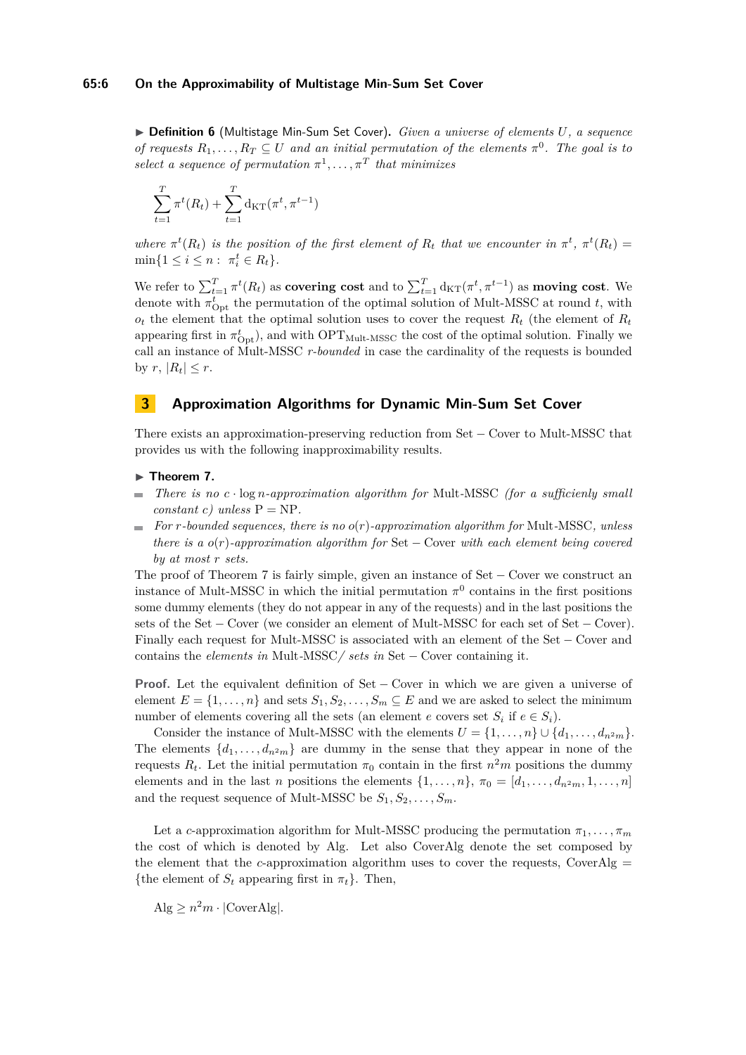▶ **Definition 6** (Multistage Min-Sum Set Cover). *Given a universe of elements $U$, a sequence of requests $R_1, \ldots, R_T \subseteq U$ and an initial permutation of the elements $\pi^0$. The goal is to select a sequence of permutation $\pi^1, \ldots, \pi^T$ that minimizes*

$$\sum_{t=1}^{T} \pi^t(R_t) + \sum_{t=1}^{T} \mathrm{d_{KT}}(\pi^t, \pi^{t-1})$$

*where $\pi^t(R_t)$ is the position of the first element of $R_t$ that we encounter in $\pi^t$, $\pi^t(R_t) = \min\{1 \leq i \leq n : \pi^t_i \in R_t\}$.*

We refer to $\sum_{t=1}^{T} \pi^t(R_t)$ as **covering cost** and to $\sum_{t=1}^{T} \mathrm{d_{KT}}(\pi^t, \pi^{t-1})$ as **moving cost**. We denote with $\pi^t_{\mathrm{Opt}}$ the permutation of the optimal solution of Mult-MSSC at round $t$, with $o_t$ the element that the optimal solution uses to cover the request $R_t$ (the element of $R_t$ appearing first in $\pi^t_{\mathrm{Opt}}$), and with $\mathrm{OPT}_{\text{Mult-MSSC}}$ the cost of the optimal solution. Finally we call an instance of Mult-MSSC *$r$-bounded* in case the cardinality of the requests is bounded by $r$, $|R_t| \leq r$.

## 3 Approximation Algorithms for Dynamic Min-Sum Set Cover

There exists an approximation-preserving reduction from Set − Cover to Mult-MSSC that provides us with the following inapproximability results.

▶ **Theorem 7.**

- *There is no $c \cdot \log n$-approximation algorithm for* Mult-MSSC *(for a sufficiently small constant $c$) unless* $\mathrm{P} = \mathrm{NP}$.
- *For $r$-bounded sequences, there is no $o(r)$-approximation algorithm for* Mult-MSSC*, unless there is a $o(r)$-approximation algorithm for* Set − Cover *with each element being covered by at most $r$ sets.*

The proof of Theorem 7 is fairly simple, given an instance of Set − Cover we construct an instance of Mult-MSSC in which the initial permutation $\pi^0$ contains in the first positions some dummy elements (they do not appear in any of the requests) and in the last positions the sets of the Set − Cover (we consider an element of Mult-MSSC for each set of Set − Cover). Finally each request for Mult-MSSC is associated with an element of the Set − Cover and contains the *elements in* Mult-MSSC*/ sets in* Set − Cover containing it.

**Proof.** Let the equivalent definition of Set − Cover in which we are given a universe of element $E = \{1, \ldots, n\}$ and sets $S_1, S_2, \ldots, S_m \subseteq E$ and we are asked to select the minimum number of elements covering all the sets (an element $e$ covers set $S_i$ if $e \in S_i$).

Consider the instance of Mult-MSSC with the elements $U = \{1, \ldots, n\} \cup \{d_1, \ldots, d_{n^2m}\}$. The elements $\{d_1, \ldots, d_{n^2m}\}$ are dummy in the sense that they appear in none of the requests $R_t$. Let the initial permutation $\pi_0$ contain in the first $n^2m$ positions the dummy elements and in the last $n$ positions the elements $\{1, \ldots, n\}$, $\pi_0 = [d_1, \ldots, d_{n^2m}, 1, \ldots, n]$ and the request sequence of Mult-MSSC be $S_1, S_2, \ldots, S_m$.

Let a $c$-approximation algorithm for Mult-MSSC producing the permutation $\pi_1, \ldots, \pi_m$ the cost of which is denoted by Alg. Let also CoverAlg denote the set composed by the element that the $c$-approximation algorithm uses to cover the requests, CoverAlg $=$ $\{$the element of $S_t$ appearing first in $\pi_t\}$. Then,

$$\mathrm{Alg} \geq n^2m \cdot |\mathrm{CoverAlg}|.$$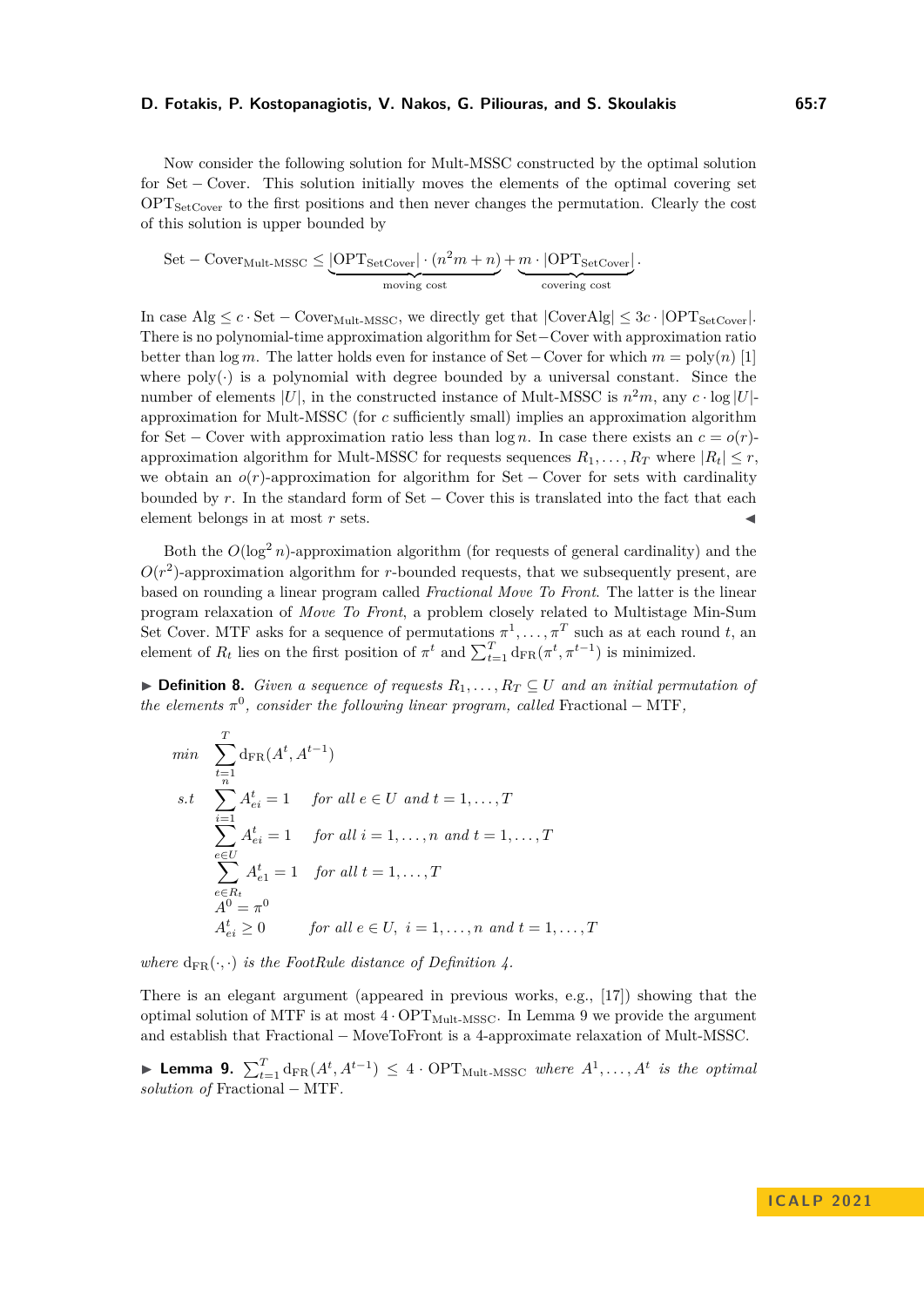Now consider the following solution for Mult-MSSC constructed by the optimal solution for Set − Cover. This solution initially moves the elements of the optimal covering set $\mathrm{OPT}_{\mathrm{SetCover}}$ to the first positions and then never changes the permutation. Clearly the cost of this solution is upper bounded by

$$\mathrm{Set-Cover}_{\text{Mult-MSSC}} \leq \underbrace{|\mathrm{OPT}_{\mathrm{SetCover}}| \cdot (n^2 m + n)}_{\text{moving cost}} + \underbrace{m \cdot |\mathrm{OPT}_{\mathrm{SetCover}}|}_{\text{covering cost}}.$$

In case $\mathrm{Alg} \leq c \cdot \mathrm{Set-Cover}_{\text{Mult-MSSC}}$, we directly get that $|\mathrm{CoverAlg}| \leq 3c \cdot |\mathrm{OPT}_{\mathrm{SetCover}}|$. There is no polynomial-time approximation algorithm for Set−Cover with approximation ratio better than $\log m$. The latter holds even for instance of Set − Cover for which $m = \mathrm{poly}(n)$ [1] where $\mathrm{poly}(\cdot)$ is a polynomial with degree bounded by a universal constant. Since the number of elements $|U|$, in the constructed instance of Mult-MSSC is $n^2 m$, any $c \cdot \log |U|$-approximation for Mult-MSSC (for $c$ sufficiently small) implies an approximation algorithm for Set − Cover with approximation ratio less than $\log n$. In case there exists an $c = o(r)$-approximation algorithm for Mult-MSSC for requests sequences $R_1, \ldots, R_T$ where $|R_t| \leq r$, we obtain an $o(r)$-approximation for algorithm for Set − Cover for sets with cardinality bounded by $r$. In the standard form of Set − Cover this is translated into the fact that each element belongs in at most $r$ sets. ◀

Both the $O(\log^2 n)$-approximation algorithm (for requests of general cardinality) and the $O(r^2)$-approximation algorithm for $r$-bounded requests, that we subsequently present, are based on rounding a linear program called *Fractional Move To Front*. The latter is the linear program relaxation of *Move To Front*, a problem closely related to Multistage Min-Sum Set Cover. MTF asks for a sequence of permutations $\pi^1, \ldots, \pi^T$ such as at each round $t$, an element of $R_t$ lies on the first position of $\pi^t$ and $\sum_{t=1}^{T} \mathrm{d}_{\mathrm{FR}}(\pi^t, \pi^{t-1})$ is minimized.

▶ **Definition 8.** *Given a sequence of requests $R_1, \ldots, R_T \subseteq U$ and an initial permutation of the elements $\pi^0$, consider the following linear program, called* Fractional − MTF*,*

$$
\begin{array}{lll}
min & \displaystyle\sum_{t=1}^{T} \mathrm{d}_{\mathrm{FR}}(A^t, A^{t-1}) & \\
s.t & \displaystyle\sum_{i=1}^{n} A^t_{ei} = 1 & \text{for all } e \in U \text{ and } t = 1, \ldots, T \\
& \displaystyle\sum_{e \in U} A^t_{ei} = 1 & \text{for all } i = 1, \ldots, n \text{ and } t = 1, \ldots, T \\
& \displaystyle\sum_{e \in R_t} A^t_{e1} = 1 & \text{for all } t = 1, \ldots, T \\
& A^0 = \pi^0 & \\
& A^t_{ei} \geq 0 & \text{for all } e \in U,\ i = 1, \ldots, n \text{ and } t = 1, \ldots, T
\end{array}
$$

*where $\mathrm{d}_{\mathrm{FR}}(\cdot, \cdot)$ is the FootRule distance of Definition 4.*

There is an elegant argument (appeared in previous works, e.g., [17]) showing that the optimal solution of MTF is at most $4 \cdot \mathrm{OPT}_{\text{Mult-MSSC}}$. In Lemma 9 we provide the argument and establish that Fractional − MoveToFront is a 4-approximate relaxation of Mult-MSSC.

▶ **Lemma 9.** $\sum_{t=1}^{T} \mathrm{d}_{\mathrm{FR}}(A^t, A^{t-1}) \leq 4 \cdot \mathrm{OPT}_{\text{Mult-MSSC}}$ *where $A^1, \ldots, A^t$ is the optimal solution of* Fractional − MTF*.*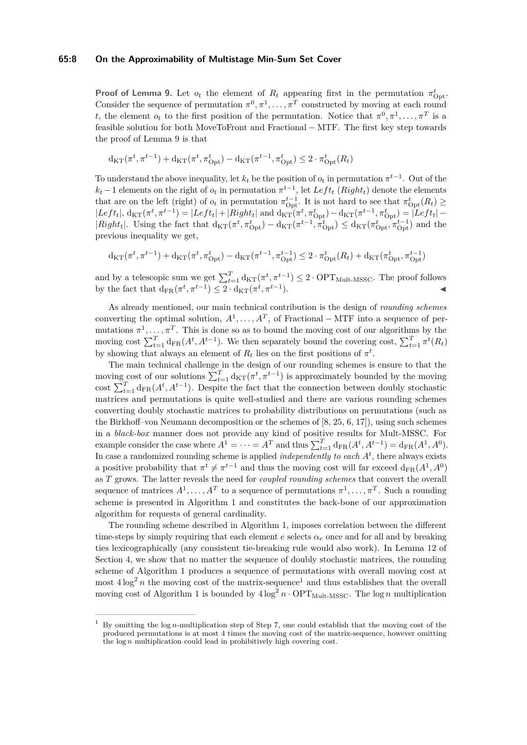**Proof of Lemma 9.** Let $o_t$ the element of $R_t$ appearing first in the permutation $\pi^t_{\mathrm{Opt}}$. Consider the sequence of permutation $\pi^0, \pi^1, \dots, \pi^T$ constructed by moving at each round $t$, the element $o_t$ to the first position of the permutation. Notice that $\pi^0, \pi^1, \dots, \pi^T$ is a feasible solution for both MoveToFront and Fractional − MTF. The first key step towards the proof of Lemma 9 is that

$$\mathrm{d}_{\mathrm{KT}}(\pi^t, \pi^{t-1}) + \mathrm{d}_{\mathrm{KT}}(\pi^t, \pi^t_{\mathrm{Opt}}) - \mathrm{d}_{\mathrm{KT}}(\pi^{t-1}, \pi^t_{\mathrm{Opt}}) \leq 2 \cdot \pi^t_{\mathrm{Opt}}(R_t)$$

To understand the above inequality, let $k_t$ be the position of $o_t$ in permutation $\pi^{t-1}$. Out of the $k_t - 1$ elements on the right of $o_t$ in permutation $\pi^{t-1}$, let $Left_t$ ($Right_t$) denote the elements that are on the left (right) of $o_t$ in permutation $\pi^{t-1}_{\mathrm{Opt}}$. It is not hard to see that $\pi^t_{\mathrm{Opt}}(R_t) \geq |Left_t|$, $\mathrm{d}_{\mathrm{KT}}(\pi^t, \pi^{t-1}) = |Left_t| + |Right_t|$ and $\mathrm{d}_{\mathrm{KT}}(\pi^t, \pi^t_{\mathrm{Opt}}) - \mathrm{d}_{\mathrm{KT}}(\pi^{t-1}, \pi^t_{\mathrm{Opt}}) = |Left_t| - |Right_t|$. Using the fact that $\mathrm{d}_{\mathrm{KT}}(\pi^t, \pi^t_{\mathrm{Opt}}) - \mathrm{d}_{\mathrm{KT}}(\pi^{t-1}, \pi^t_{\mathrm{Opt}}) \leq \mathrm{d}_{\mathrm{KT}}(\pi^t_{\mathrm{Opt}}, \pi^{t-1}_{\mathrm{Opt}})$ and the previous inequality we get,

$$\mathrm{d}_{\mathrm{KT}}(\pi^t, \pi^{t-1}) + \mathrm{d}_{\mathrm{KT}}(\pi^t, \pi^t_{\mathrm{Opt}}) - \mathrm{d}_{\mathrm{KT}}(\pi^{t-1}, \pi^{t-1}_{\mathrm{Opt}}) \leq 2 \cdot \pi^t_{\mathrm{Opt}}(R_t) + \mathrm{d}_{\mathrm{KT}}(\pi^t_{\mathrm{Opt}}, \pi^{t-1}_{\mathrm{Opt}})$$

and by a telescopic sum we get $\sum_{t=1}^T \mathrm{d}_{\mathrm{KT}}(\pi^t, \pi^{t-1}) \leq 2 \cdot \mathrm{OPT}_{\text{Mult-MSSC}}$. The proof follows by the fact that $\mathrm{d}_{\mathrm{FR}}(\pi^t, \pi^{t-1}) \leq 2 \cdot \mathrm{d}_{\mathrm{KT}}(\pi^t, \pi^{t-1})$. ◀

As already mentioned, our main technical contribution is the design of *rounding schemes* converting the optimal solution, $A^1, \dots, A^T$, of Fractional − MTF into a sequence of permutations $\pi^1, \dots, \pi^T$. This is done so as to bound the moving cost of our algorithms by the moving cost $\sum_{t=1}^T \mathrm{d}_{\mathrm{FR}}(A^t, A^{t-1})$. We then separately bound the covering cost, $\sum_{t=1}^T \pi^t(R_t)$ by showing that always an element of $R_t$ lies on the first positions of $\pi^t$.

The main technical challenge in the design of our rounding schemes is ensure to that the moving cost of our solutions $\sum_{t=1}^T \mathrm{d}_{\mathrm{KT}}(\pi^t, \pi^{t-1})$ is approximately bounded by the moving cost $\sum_{t=1}^T \mathrm{d}_{\mathrm{FR}}(A^t, A^{t-1})$. Despite the fact that the connection between doubly stochastic matrices and permutations is quite well-studied and there are various rounding schemes converting doubly stochastic matrices to probability distributions on permutations (such as the Birkhoff–von Neumann decomposition or the schemes of [8, 25, 6, 17]), using such schemes in a *black-box* manner does not provide any kind of positive results for Mult-MSSC. For example consider the case where $A^1 = \dots = A^T$ and thus $\sum_{t=1}^T \mathrm{d}_{\mathrm{FR}}(A^t, A^{t-1}) = \mathrm{d}_{\mathrm{FR}}(A^1, A^0)$. In case a randomized rounding scheme is applied *independently to each* $A^t$, there always exists a positive probability that $\pi^t \neq \pi^{t-1}$ and thus the moving cost will far exceed $\mathrm{d}_{\mathrm{FR}}(A^1, A^0)$ as $T$ grows. The latter reveals the need for *coupled rounding schemes* that convert the overall sequence of matrices $A^1, \dots, A^T$ to a sequence of permutations $\pi^1, \dots, \pi^T$. Such a rounding scheme is presented in Algorithm 1 and constitutes the back-bone of our approximation algorithm for requests of general cardinality.

The rounding scheme described in Algorithm 1, imposes correlation between the different time-steps by simply requiring that each element $e$ selects $\alpha_e$ once and for all and by breaking ties lexicographically (any consistent tie-breaking rule would also work). In Lemma 12 of Section 4, we show that no matter the sequence of doubly stochastic matrices, the rounding scheme of Algorithm 1 produces a sequence of permutations with overall moving cost at most $4 \log^2 n$ the moving cost of the matrix-sequence[1] and thus establishes that the overall moving cost of Algorithm 1 is bounded by $4 \log^2 n \cdot \mathrm{OPT}_{\text{Mult-MSSC}}$. The $\log n$ multiplication

[1] By omitting the $\log n$-multiplication step of Step 7, one could establish that the moving cost of the produced permutations is at most 4 times the moving cost of the matrix-sequence, however omitting the $\log n$ multiplication could lead in prohibitively high covering cost.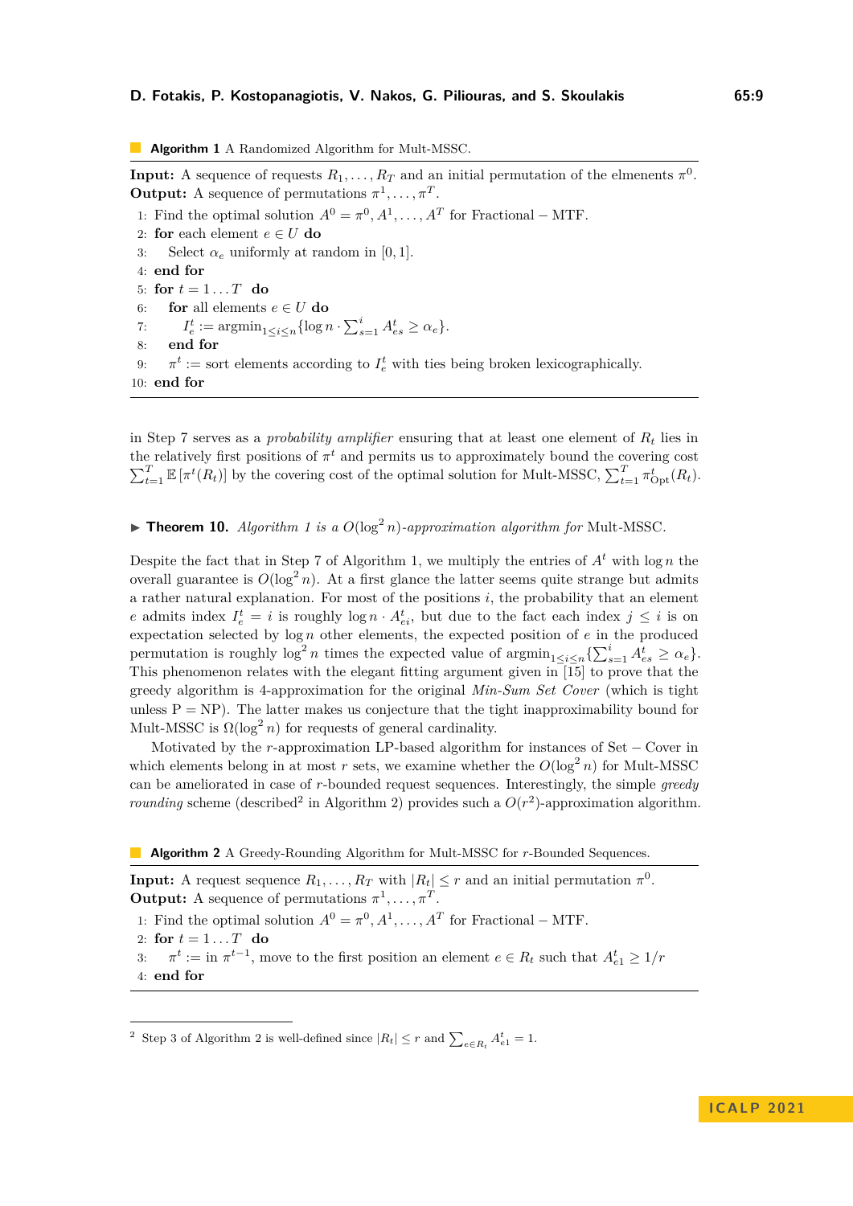**Algorithm 1** A Randomized Algorithm for Mult-MSSC.

**Input:** A sequence of requests $R_1, \ldots, R_T$ and an initial permutation of the elmenents $\pi^0$.
**Output:** A sequence of permutations $\pi^1, \ldots, \pi^T$.

```
1: Find the optimal solution A^0 = π^0, A^1, ..., A^T for Fractional − MTF.
2: for each element e ∈ U do
3:     Select α_e uniformly at random in [0, 1].
4: end for
5: for t = 1 ... T do
6:     for all elements e ∈ U do
7:         I_e^t := argmin_{1≤i≤n} {log n · Σ_{s=1}^{i} A_{es}^t ≥ α_e}.
8:     end for
9:     π^t := sort elements according to I_e^t with ties being broken lexicographically.
10: end for
```

in Step 7 serves as a *probability amplifier* ensuring that at least one element of $R_t$ lies in the relatively first positions of $\pi^t$ and permits us to approximately bound the covering cost $\sum_{t=1}^{T} \mathbb{E}\left[\pi^t(R_t)\right]$ by the covering cost of the optimal solution for Mult-MSSC, $\sum_{t=1}^{T} \pi^t_{\text{Opt}}(R_t)$.

▶ **Theorem 10.** *Algorithm 1 is a $O(\log^2 n)$-approximation algorithm for* Mult-MSSC.

Despite the fact that in Step 7 of Algorithm 1, we multiply the entries of $A^t$ with $\log n$ the overall guarantee is $O(\log^2 n)$. At a first glance the latter seems quite strange but admits a rather natural explanation. For most of the positions $i$, the probability that an element $e$ admits index $I^t_e = i$ is roughly $\log n \cdot A^t_{ei}$, but due to the fact each index $j \leq i$ is on expectation selected by $\log n$ other elements, the expected position of $e$ in the produced permutation is roughly $\log^2 n$ times the expected value of $\text{argmin}_{1\leq i\leq n}\{\sum_{s=1}^{i} A^t_{es} \geq \alpha_e\}$. This phenomenon relates with the elegant fitting argument given in [15] to prove that the greedy algorithm is 4-approximation for the original *Min-Sum Set Cover* (which is tight unless P = NP). The latter makes us conjecture that the tight inapproximability bound for Mult-MSSC is $\Omega(\log^2 n)$ for requests of general cardinality.

Motivated by the $r$-approximation LP-based algorithm for instances of Set − Cover in which elements belong in at most $r$ sets, we examine whether the $O(\log^2 n)$ for Mult-MSSC can be ameliorated in case of $r$-bounded request sequences. Interestingly, the simple *greedy rounding* scheme (described[2] in Algorithm 2) provides such a $O(r^2)$-approximation algorithm.

**Algorithm 2** A Greedy-Rounding Algorithm for Mult-MSSC for $r$-Bounded Sequences.

**Input:** A request sequence $R_1, \ldots, R_T$ with $|R_t| \leq r$ and an initial permutation $\pi^0$.
**Output:** A sequence of permutations $\pi^1, \ldots, \pi^T$.

```
1: Find the optimal solution A^0 = π^0, A^1, ..., A^T for Fractional − MTF.
2: for t = 1 ... T do
3:     π^t := in π^{t−1}, move to the first position an element e ∈ R_t such that A_{e1}^t ≥ 1/r
4: end for
```

[2] Step 3 of Algorithm 2 is well-defined since $|R_t| \leq r$ and $\sum_{e\in R_t} A^t_{e1} = 1$.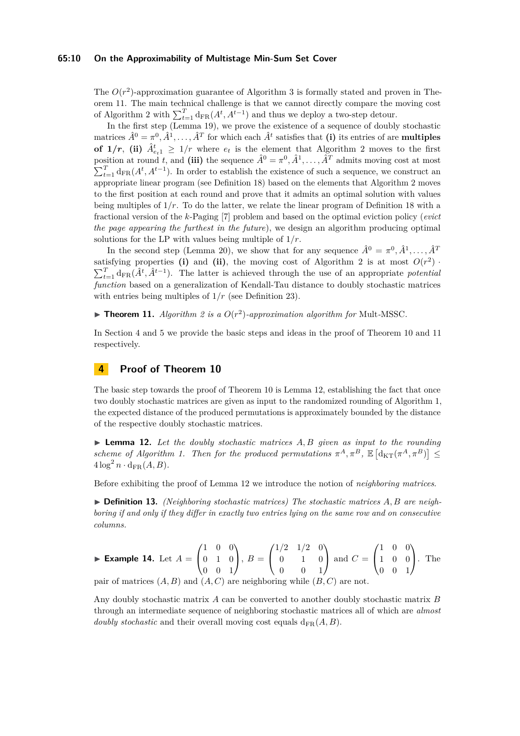The $O(r^2)$-approximation guarantee of Algorithm 3 is formally stated and proven in Theorem 11. The main technical challenge is that we cannot directly compare the moving cost of Algorithm 2 with $\sum_{t=1}^{T} \mathrm{d}_{\mathrm{FR}}(A^t, A^{t-1})$ and thus we deploy a two-step detour.

In the first step (Lemma 19), we prove the existence of a sequence of doubly stochastic matrices $\hat{A}^0 = \pi^0, \hat{A}^1, \ldots, \hat{A}^T$ for which each $\hat{A}^t$ satisfies that **(i)** its entries of are **multiples of $1/r$**, **(ii)** $\hat{A}^t_{e_t 1} \geq 1/r$ where $e_t$ is the element that Algorithm 2 moves to the first position at round $t$, and **(iii)** the sequence $\hat{A}^0 = \pi^0, \hat{A}^1, \ldots, \hat{A}^T$ admits moving cost at most $\sum_{t=1}^{T} \mathrm{d}_{\mathrm{FR}}(A^t, A^{t-1})$. In order to establish the existence of such a sequence, we construct an appropriate linear program (see Definition 18) based on the elements that Algorithm 2 moves to the first position at each round and prove that it admits an optimal solution with values being multiples of $1/r$. To do the latter, we relate the linear program of Definition 18 with a fractional version of the $k$-Paging [7] problem and based on the optimal eviction policy (*evict the page appearing the furthest in the future*), we design an algorithm producing optimal solutions for the LP with values being multiple of $1/r$.

In the second step (Lemma 20), we show that for any sequence $\hat{A}^0 = \pi^0, \hat{A}^1, \ldots, \hat{A}^T$ satisfying properties **(i)** and **(ii)**, the moving cost of Algorithm 2 is at most $O(r^2) \cdot \sum_{t=1}^{T} \mathrm{d}_{\mathrm{FR}}(\hat{A}^t, \hat{A}^{t-1})$. The latter is achieved through the use of an appropriate *potential function* based on a generalization of Kendall-Tau distance to doubly stochastic matrices with entries being multiples of $1/r$ (see Definition 23).

▶ **Theorem 11.** *Algorithm 2 is a $O(r^2)$-approximation algorithm for* Mult-MSSC.

In Section 4 and 5 we provide the basic steps and ideas in the proof of Theorem 10 and 11 respectively.

## 4 Proof of Theorem 10

The basic step towards the proof of Theorem 10 is Lemma 12, establishing the fact that once two doubly stochastic matrices are given as input to the randomized rounding of Algorithm 1, the expected distance of the produced permutations is approximately bounded by the distance of the respective doubly stochastic matrices.

▶ **Lemma 12.** *Let the doubly stochastic matrices $A, B$ given as input to the rounding scheme of Algorithm 1. Then for the produced permutations $\pi^A, \pi^B$, $\mathbb{E}\left[\mathrm{d}_{\mathrm{KT}}(\pi^A, \pi^B)\right] \leq 4 \log^2 n \cdot \mathrm{d}_{\mathrm{FR}}(A, B)$.*

Before exhibiting the proof of Lemma 12 we introduce the notion of *neighboring matrices*.

▶ **Definition 13.** *(Neighboring stochastic matrices) The stochastic matrices $A, B$ are neighboring if and only if they differ in exactly two entries lying on the same row and on consecutive columns.*

▶ **Example 14.** Let $A = \begin{pmatrix} 1 & 0 & 0 \\ 0 & 1 & 0 \\ 0 & 0 & 1 \end{pmatrix}$, $B = \begin{pmatrix} 1/2 & 1/2 & 0 \\ 0 & 1 & 0 \\ 0 & 0 & 1 \end{pmatrix}$ and $C = \begin{pmatrix} 1 & 0 & 0 \\ 1 & 0 & 0 \\ 0 & 0 & 1 \end{pmatrix}$. The pair of matrices $(A, B)$ and $(A, C)$ are neighboring while $(B, C)$ are not.

Any doubly stochastic matrix $A$ can be converted to another doubly stochastic matrix $B$ through an intermediate sequence of neighboring stochastic matrices all of which are *almost doubly stochastic* and their overall moving cost equals $\mathrm{d}_{\mathrm{FR}}(A, B)$.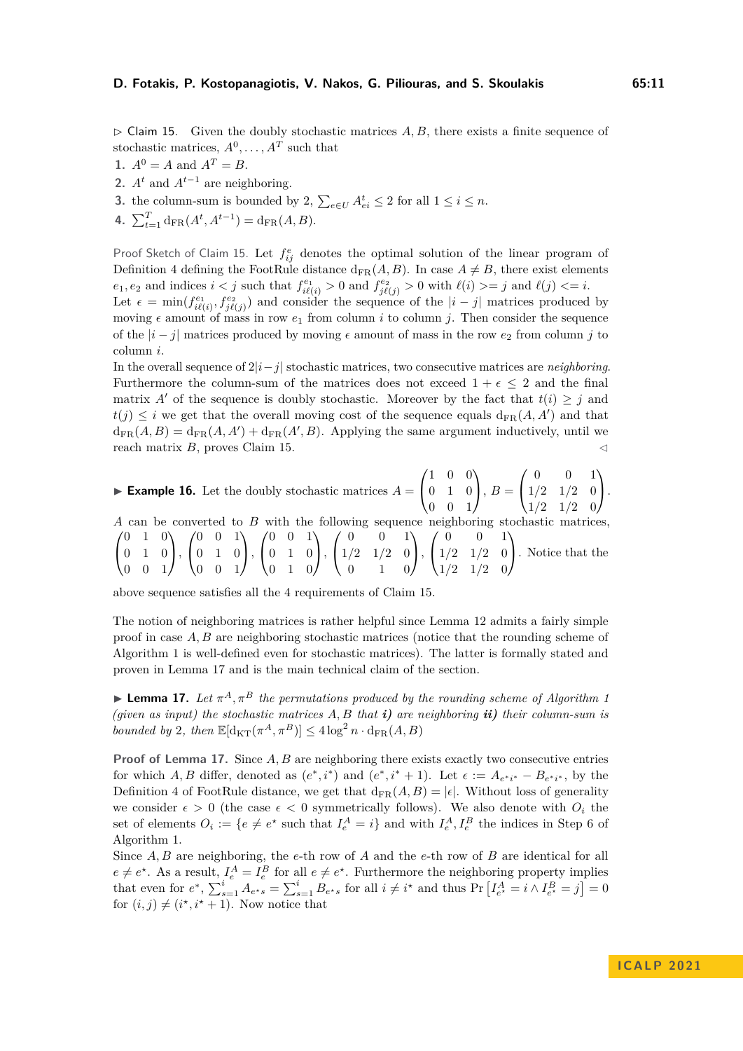▷ Claim 15. Given the doubly stochastic matrices $A, B$, there exists a finite sequence of stochastic matrices, $A^0, \ldots, A^T$ such that

1. $A^0 = A$ and $A^T = B$.
2. $A^t$ and $A^{t-1}$ are neighboring.
3. the column-sum is bounded by 2, $\sum_{e \in U} A^t_{ei} \leq 2$ for all $1 \leq i \leq n$.
4. $\sum_{t=1}^{T} \mathrm{d}_{\mathrm{FR}}(A^t, A^{t-1}) = \mathrm{d}_{\mathrm{FR}}(A, B)$.

Proof Sketch of Claim 15. Let $f^e_{ij}$ denotes the optimal solution of the linear program of Definition 4 defining the FootRule distance $\mathrm{d}_{\mathrm{FR}}(A, B)$. In case $A \neq B$, there exist elements $e_1, e_2$ and indices $i < j$ such that $f^{e_1}_{i\ell(i)} > 0$ and $f^{e_2}_{j\ell(j)} > 0$ with $\ell(i) >= j$ and $\ell(j) <= i$. Let $\epsilon = \min(f^{e_1}_{i\ell(i)}, f^{e_2}_{j\ell(j)})$ and consider the sequence of the $|i - j|$ matrices produced by moving $\epsilon$ amount of mass in row $e_1$ from column $i$ to column $j$. Then consider the sequence of the $|i - j|$ matrices produced by moving $\epsilon$ amount of mass in the row $e_2$ from column $j$ to column $i$.

In the overall sequence of $2|i-j|$ stochastic matrices, two consecutive matrices are *neighboring*. Furthermore the column-sum of the matrices does not exceed $1 + \epsilon \leq 2$ and the final matrix $A'$ of the sequence is doubly stochastic. Moreover by the fact that $t(i) \geq j$ and that $t(j) \leq i$ we get that the overall moving cost of the sequence equals $\mathrm{d}_{\mathrm{FR}}(A, A')$ and that $\mathrm{d}_{\mathrm{FR}}(A, B) = \mathrm{d}_{\mathrm{FR}}(A, A') + \mathrm{d}_{\mathrm{FR}}(A', B)$. Applying the same argument inductively, until we reach matrix $B$, proves Claim 15. ◁

▶ **Example 16.** Let the doubly stochastic matrices $A = \begin{pmatrix} 1 & 0 & 0 \\ 0 & 1 & 0 \\ 0 & 0 & 1 \end{pmatrix}$, $B = \begin{pmatrix} 0 & 0 & 1 \\ 1/2 & 1/2 & 0 \\ 1/2 & 1/2 & 0 \end{pmatrix}$. $A$ can be converted to $B$ with the following sequence neighboring stochastic matrices, $\begin{pmatrix} 0 & 1 & 0 \\ 0 & 1 & 0 \\ 0 & 0 & 1 \end{pmatrix}$, $\begin{pmatrix} 0 & 0 & 1 \\ 0 & 1 & 0 \\ 0 & 0 & 1 \end{pmatrix}$, $\begin{pmatrix} 0 & 0 & 1 \\ 0 & 1 & 0 \\ 0 & 1 & 0 \end{pmatrix}$, $\begin{pmatrix} 0 & 0 & 1 \\ 1/2 & 1/2 & 0 \\ 0 & 1 & 0 \end{pmatrix}$, $\begin{pmatrix} 0 & 0 & 1 \\ 1/2 & 1/2 & 0 \\ 1/2 & 1/2 & 0 \end{pmatrix}$. Notice that the above sequence satisfies all the 4 requirements of Claim 15.

The notion of neighboring matrices is rather helpful since Lemma 12 admits a fairly simple proof in case $A, B$ are neighboring stochastic matrices (notice that the rounding scheme of Algorithm 1 is well-defined even for stochastic matrices). The latter is formally stated and proven in Lemma 17 and is the main technical claim of the section.

▶ **Lemma 17.** *Let $\pi^A, \pi^B$ the permutations produced by the rounding scheme of Algorithm 1 (given as input) the stochastic matrices $A, B$ that **i)** are neighboring **ii)** their column-sum is bounded by 2, then $\mathbb{E}[\mathrm{d}_{\mathrm{KT}}(\pi^A, \pi^B)] \leq 4 \log^2 n \cdot \mathrm{d}_{\mathrm{FR}}(A, B)$*

**Proof of Lemma 17.** Since $A, B$ are neighboring there exists exactly two consecutive entries for which $A, B$ differ, denoted as $(e^*, i^*)$ and $(e^*, i^* + 1)$. Let $\epsilon := A_{e^* i^*} - B_{e^* i^*}$, by the Definition 4 of FootRule distance, we get that $\mathrm{d}_{\mathrm{FR}}(A, B) = |\epsilon|$. Without loss of generality we consider $\epsilon > 0$ (the case $\epsilon < 0$ symmetrically follows). We also denote with $O_i$ the set of elements $O_i := \{e \neq e^\star$ such that $I^A_e = i\}$ and with $I^A_e, I^B_e$ the indices in Step 6 of Algorithm 1.

Since $A, B$ are neighboring, the $e$-th row of $A$ and the $e$-th row of $B$ are identical for all $e \neq e^\star$. As a result, $I^A_e = I^B_e$ for all $e \neq e^\star$. Furthermore the neighboring property implies that even for $e^*$, $\sum_{s=1}^{i} A_{e^\star s} = \sum_{s=1}^{i} B_{e^\star s}$ for all $i \neq i^\star$ and thus $\Pr\left[I^A_{e^\star} = i \wedge I^B_{e^\star} = j\right] = 0$ for $(i, j) \neq (i^\star, i^\star + 1)$. Now notice that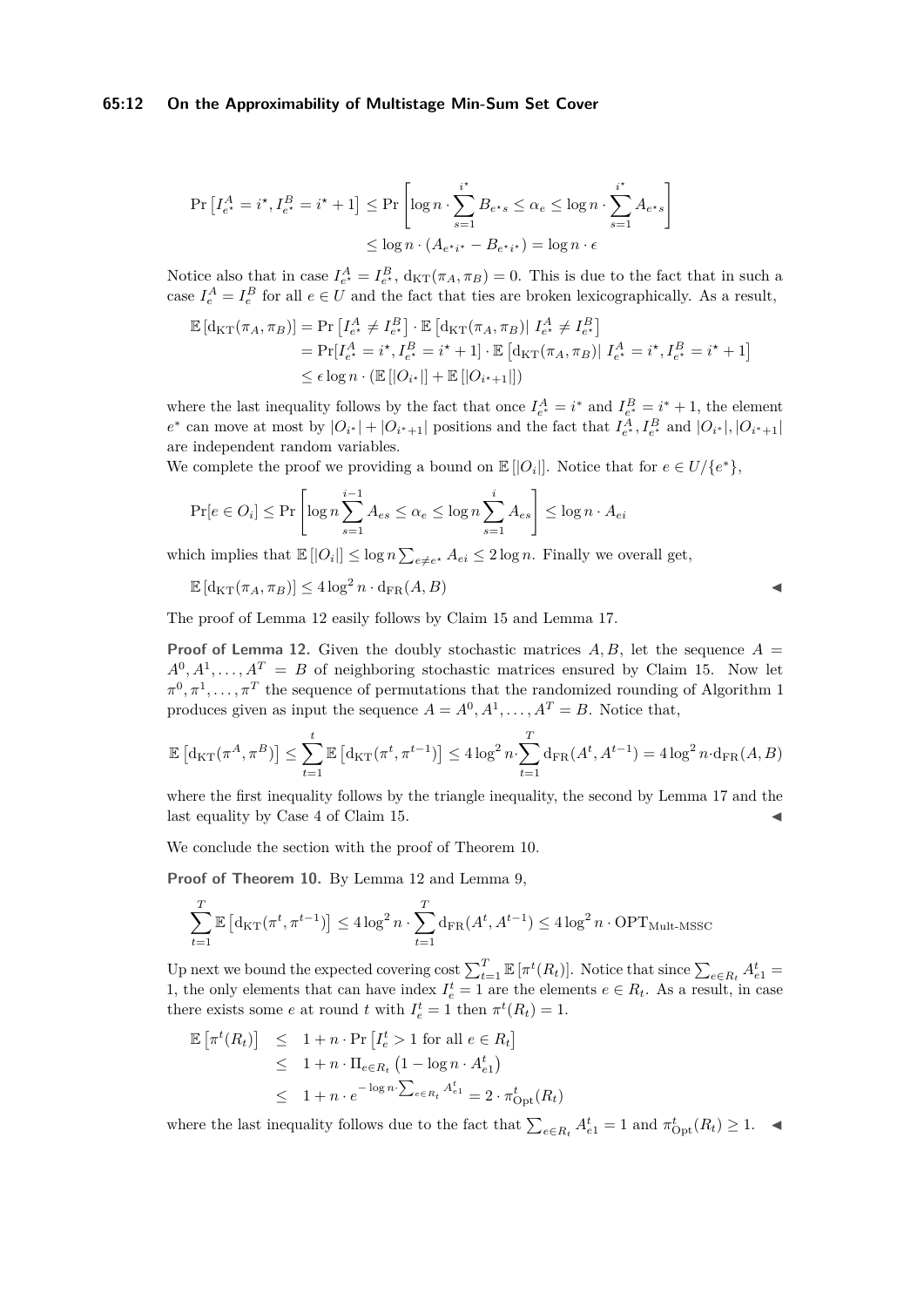$$\Pr\left[I^A_{e^\star} = i^\star, I^B_{e^\star} = i^\star + 1\right] \leq \Pr\left[\log n \cdot \sum_{s=1}^{i^\star} B_{e^\star s} \leq \alpha_e \leq \log n \cdot \sum_{s=1}^{i^\star} A_{e^\star s}\right]$$
$$\leq \log n \cdot (A_{e^\star i^\star} - B_{e^\star i^\star}) = \log n \cdot \epsilon$$

Notice also that in case $I^A_{e^\star} = I^B_{e^\star}$, $\mathrm{d}_{\mathrm{KT}}(\pi_A, \pi_B) = 0$. This is due to the fact that in such a case $I^A_e = I^B_e$ for all $e \in U$ and the fact that ties are broken lexicographically. As a result,

$$\begin{aligned}
\mathbb{E}\left[\mathrm{d}_{\mathrm{KT}}(\pi_A, \pi_B)\right] &= \Pr\left[I^A_{e^\star} \neq I^B_{e^\star}\right] \cdot \mathbb{E}\left[\mathrm{d}_{\mathrm{KT}}(\pi_A, \pi_B) \middle| \ I^A_{e^\star} \neq I^B_{e^\star}\right] \\
&= \Pr[I^A_{e^\star} = i^\star, I^B_{e^\star} = i^\star + 1] \cdot \mathbb{E}\left[\mathrm{d}_{\mathrm{KT}}(\pi_A, \pi_B) \middle| \ I^A_{e^\star} = i^\star, I^B_{e^\star} = i^\star + 1\right] \\
&\leq \epsilon \log n \cdot \left(\mathbb{E}\left[|O_{i^\star}|\right] + \mathbb{E}\left[|O_{i^\star+1}|\right]\right)
\end{aligned}$$

where the last inequality follows by the fact that once $I^A_{e^*} = i^*$ and $I^B_{e^*} = i^* + 1$, the element $e^*$ can move at most by $|O_{i^*}| + |O_{i^*+1}|$ positions and the fact that $I^A_{e^*}, I^B_{e^*}$ and $|O_{i^*}|, |O_{i^*+1}|$ are independent random variables.

We complete the proof we providing a bound on $\mathbb{E}\left[|O_i|\right]$. Notice that for $e \in U/\{e^*\}$,

$$\Pr[e \in O_i] \leq \Pr\left[\log n \sum_{s=1}^{i-1} A_{es} \leq \alpha_e \leq \log n \sum_{s=1}^{i} A_{es}\right] \leq \log n \cdot A_{ei}$$

which implies that $\mathbb{E}\left[|O_i|\right] \leq \log n \sum_{e \neq e^\star} A_{ei} \leq 2 \log n$. Finally we overall get,

$$\mathbb{E}\left[\mathrm{d}_{\mathrm{KT}}(\pi_A, \pi_B)\right] \leq 4 \log^2 n \cdot \mathrm{d}_{\mathrm{FR}}(A, B)$$ ◀

The proof of Lemma 12 easily follows by Claim 15 and Lemma 17.

**Proof of Lemma 12.** Given the doubly stochastic matrices $A, B$, let the sequence $A = A^0, A^1, \ldots, A^T = B$ of neighboring stochastic matrices ensured by Claim 15. Now let $\pi^0, \pi^1, \ldots, \pi^T$ the sequence of permutations that the randomized rounding of Algorithm 1 produces given as input the sequence $A = A^0, A^1, \ldots, A^T = B$. Notice that,

$$\mathbb{E}\left[\mathrm{d}_{\mathrm{KT}}(\pi^A, \pi^B)\right] \leq \sum_{t=1}^{t} \mathbb{E}\left[\mathrm{d}_{\mathrm{KT}}(\pi^t, \pi^{t-1})\right] \leq 4 \log^2 n \cdot \sum_{t=1}^{T} \mathrm{d}_{\mathrm{FR}}(A^t, A^{t-1}) = 4 \log^2 n \cdot \mathrm{d}_{\mathrm{FR}}(A, B)$$

where the first inequality follows by the triangle inequality, the second by Lemma 17 and the last equality by Case 4 of Claim 15. ◀

We conclude the section with the proof of Theorem 10.

**Proof of Theorem 10.** By Lemma 12 and Lemma 9,

$$\sum_{t=1}^{T} \mathbb{E}\left[\mathrm{d}_{\mathrm{KT}}(\pi^t, \pi^{t-1})\right] \leq 4 \log^2 n \cdot \sum_{t=1}^{T} \mathrm{d}_{\mathrm{FR}}(A^t, A^{t-1}) \leq 4 \log^2 n \cdot \mathrm{OPT}_{\text{Mult-MSSC}}$$

Up next we bound the expected covering cost $\sum_{t=1}^{T} \mathbb{E}\left[\pi^t(R_t)\right]$. Notice that since $\sum_{e \in R_t} A^t_{e1} = 1$, the only elements that can have index $I^t_e = 1$ are the elements $e \in R_t$. As a result, in case there exists some $e$ at round $t$ with $I^t_e = 1$ then $\pi^t(R_t) = 1$.

$$\begin{aligned}
\mathbb{E}\left[\pi^t(R_t)\right] &\leq 1 + n \cdot \Pr\left[I^t_e > 1 \text{ for all } e \in R_t\right] \\
&\leq 1 + n \cdot \Pi_{e \in R_t}\left(1 - \log n \cdot A^t_{e1}\right) \\
&\leq 1 + n \cdot e^{-\log n \cdot \sum_{e \in R_t} A^t_{e1}} = 2 \cdot \pi^t_{\mathrm{Opt}}(R_t)
\end{aligned}$$

where the last inequality follows due to the fact that $\sum_{e \in R_t} A^t_{e1} = 1$ and $\pi^t_{\mathrm{Opt}}(R_t) \geq 1$. ◀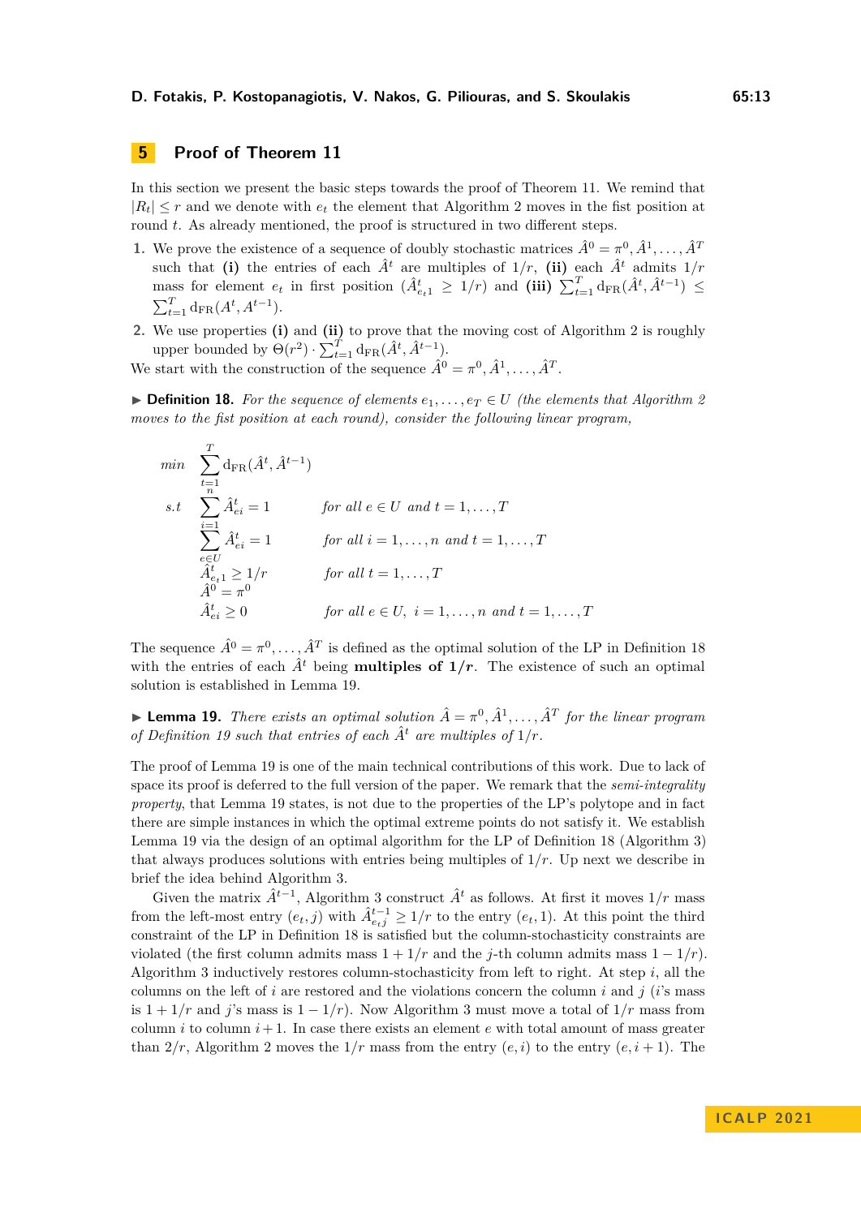## 5 Proof of Theorem 11

In this section we present the basic steps towards the proof of Theorem 11. We remind that $|R_t| \leq r$ and we denote with $e_t$ the element that Algorithm 2 moves in the fist position at round $t$. As already mentioned, the proof is structured in two different steps.

1. We prove the existence of a sequence of doubly stochastic matrices $\hat{A}^0 = \pi^0, \hat{A}^1, \ldots, \hat{A}^T$ such that **(i)** the entries of each $\hat{A}^t$ are multiples of $1/r$, **(ii)** each $\hat{A}^t$ admits $1/r$ mass for element $e_t$ in first position ($\hat{A}^t_{e_t 1} \geq 1/r$) and **(iii)** $\sum_{t=1}^{T} \mathrm{d_{FR}}(\hat{A}^t, \hat{A}^{t-1}) \leq \sum_{t=1}^{T} \mathrm{d_{FR}}(A^t, A^{t-1})$.
2. We use properties **(i)** and **(ii)** to prove that the moving cost of Algorithm 2 is roughly upper bounded by $\Theta(r^2) \cdot \sum_{t=1}^{T} \mathrm{d_{FR}}(\hat{A}^t, \hat{A}^{t-1})$.

We start with the construction of the sequence $\hat{A}^0 = \pi^0, \hat{A}^1, \ldots, \hat{A}^T$.

▶ **Definition 18.** *For the sequence of elements $e_1, \ldots, e_T \in U$ (the elements that Algorithm 2 moves to the fist position at each round), consider the following linear program,*

$$
\begin{array}{lll}
\min & \displaystyle\sum_{t=1}^{T} \mathrm{d_{FR}}(\hat{A}^t, \hat{A}^{t-1}) & \\
\text{s.t} & \displaystyle\sum_{i=1}^{n} \hat{A}^t_{ei} = 1 & \text{for all } e \in U \text{ and } t = 1, \ldots, T \\
& \displaystyle\sum_{e \in U} \hat{A}^t_{ei} = 1 & \text{for all } i = 1, \ldots, n \text{ and } t = 1, \ldots, T \\
& \hat{A}^t_{e_t 1} \geq 1/r & \text{for all } t = 1, \ldots, T \\
& \hat{A}^0 = \pi^0 & \\
& \hat{A}^t_{ei} \geq 0 & \text{for all } e \in U,\ i = 1, \ldots, n \text{ and } t = 1, \ldots, T
\end{array}
$$

The sequence $\hat{A}^0 = \pi^0, \ldots, \hat{A}^T$ is defined as the optimal solution of the LP in Definition 18 with the entries of each $\hat{A}^t$ being **multiples of $1/r$**. The existence of such an optimal solution is established in Lemma 19.

▶ **Lemma 19.** *There exists an optimal solution $\hat{A} = \pi^0, \hat{A}^1, \ldots, \hat{A}^T$ for the linear program of Definition 19 such that entries of each $\hat{A}^t$ are multiples of $1/r$.*

The proof of Lemma 19 is one of the main technical contributions of this work. Due to lack of space its proof is deferred to the full version of the paper. We remark that the *semi-integrality property*, that Lemma 19 states, is not due to the properties of the LP's polytope and in fact there are simple instances in which the optimal extreme points do not satisfy it. We establish Lemma 19 via the design of an optimal algorithm for the LP of Definition 18 (Algorithm 3) that always produces solutions with entries being multiples of $1/r$. Up next we describe in brief the idea behind Algorithm 3.

Given the matrix $\hat{A}^{t-1}$, Algorithm 3 construct $\hat{A}^t$ as follows. At first it moves $1/r$ mass from the left-most entry $(e_t, j)$ with $\hat{A}^{t-1}_{e_t j} \geq 1/r$ to the entry $(e_t, 1)$. At this point the third constraint of the LP in Definition 18 is satisfied but the column-stochasticity constraints are violated (the first column admits mass $1 + 1/r$ and the $j$-th column admits mass $1 - 1/r$). Algorithm 3 inductively restores column-stochasticity from left to right. At step $i$, all the columns on the left of $i$ are restored and the violations concern the column $i$ and $j$ ($i$'s mass is $1 + 1/r$ and $j$'s mass is $1 - 1/r$). Now Algorithm 3 must move a total of $1/r$ mass from column $i$ to column $i+1$. In case there exists an element $e$ with total amount of mass greater than $2/r$, Algorithm 2 moves the $1/r$ mass from the entry $(e, i)$ to the entry $(e, i+1)$. The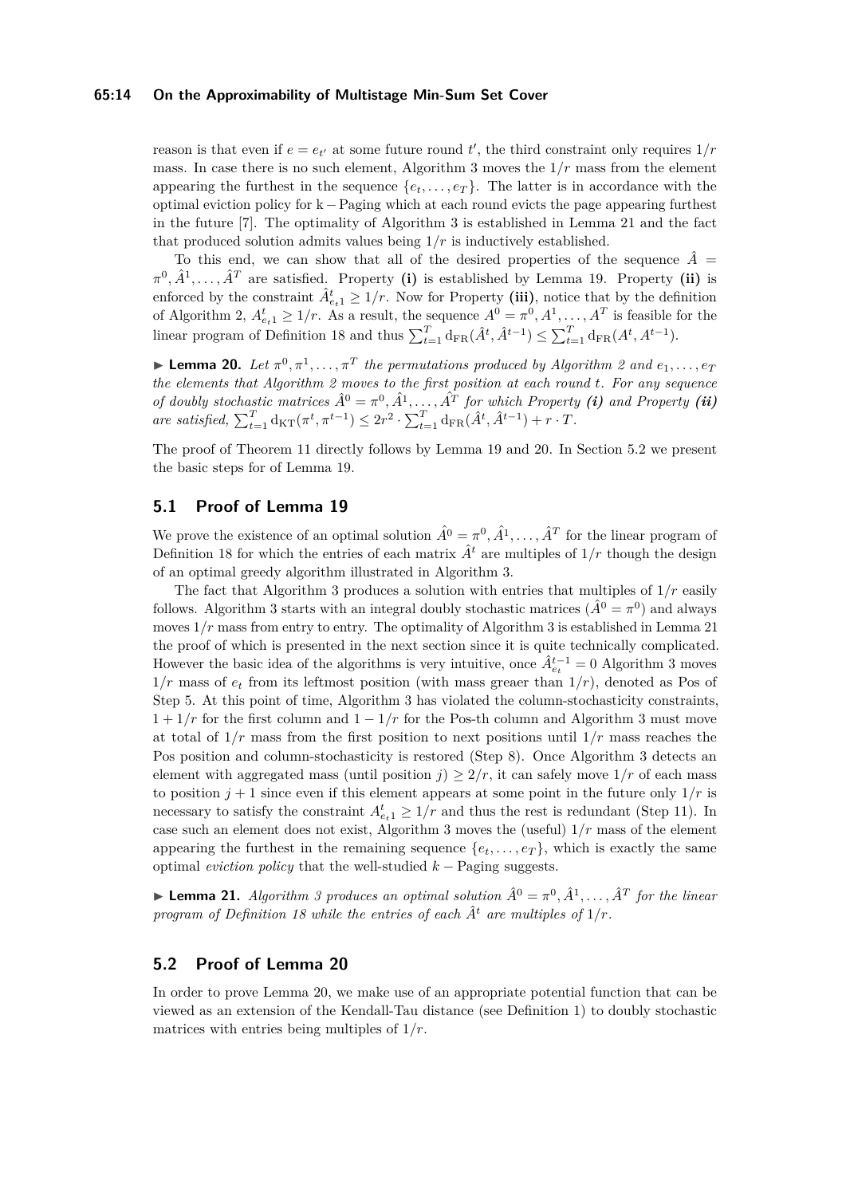reason is that even if $e = e_{t'}$ at some future round $t'$, the third constraint only requires $1/r$ mass. In case there is no such element, Algorithm 3 moves the $1/r$ mass from the element appearing the furthest in the sequence $\{e_t, \ldots, e_T\}$. The latter is in accordance with the optimal eviction policy for k − Paging which at each round evicts the page appearing furthest in the future [7]. The optimality of Algorithm 3 is established in Lemma 21 and the fact that produced solution admits values being $1/r$ is inductively established.

To this end, we can show that all of the desired properties of the sequence $\hat{A} = \pi^0, \hat{A}^1, \ldots, \hat{A}^T$ are satisfied. Property **(i)** is established by Lemma 19. Property **(ii)** is enforced by the constraint $\hat{A}^t_{e_t 1} \geq 1/r$. Now for Property **(iii)**, notice that by the definition of Algorithm 2, $A^t_{e_t 1} \geq 1/r$. As a result, the sequence $A^0 = \pi^0, A^1, \ldots, A^T$ is feasible for the linear program of Definition 18 and thus $\sum_{t=1}^T \mathrm{d}_{\mathrm{FR}}(\hat{A}^t, \hat{A}^{t-1}) \leq \sum_{t=1}^T \mathrm{d}_{\mathrm{FR}}(A^t, A^{t-1})$.

▶ **Lemma 20.** *Let $\pi^0, \pi^1, \ldots, \pi^T$ the permutations produced by Algorithm 2 and $e_1, \ldots, e_T$ the elements that Algorithm 2 moves to the first position at each round $t$. For any sequence of doubly stochastic matrices $\hat{A}^0 = \pi^0, \hat{A}^1, \ldots, \hat{A}^T$ for which Property **(i)** and Property **(ii)** are satisfied, $\sum_{t=1}^T \mathrm{d}_{\mathrm{KT}}(\pi^t, \pi^{t-1}) \leq 2r^2 \cdot \sum_{t=1}^T \mathrm{d}_{\mathrm{FR}}(\hat{A}^t, \hat{A}^{t-1}) + r \cdot T$.*

The proof of Theorem 11 directly follows by Lemma 19 and 20. In Section 5.2 we present the basic steps for of Lemma 19.

## 5.1 Proof of Lemma 19

We prove the existence of an optimal solution $\hat{A}^0 = \pi^0, \hat{A}^1, \ldots, \hat{A}^T$ for the linear program of Definition 18 for which the entries of each matrix $\hat{A}^t$ are multiples of $1/r$ though the design of an optimal greedy algorithm illustrated in Algorithm 3.

The fact that Algorithm 3 produces a solution with entries that multiples of $1/r$ easily follows. Algorithm 3 starts with an integral doubly stochastic matrices ($\hat{A}^0 = \pi^0$) and always moves $1/r$ mass from entry to entry. The optimality of Algorithm 3 is established in Lemma 21 the proof of which is presented in the next section since it is quite technically complicated. However the basic idea of the algorithms is very intuitive, once $\hat{A}^{t-1}_{e_t} = 0$ Algorithm 3 moves $1/r$ mass of $e_t$ from its leftmost position (with mass greaer than $1/r$), denoted as Pos of Step 5. At this point of time, Algorithm 3 has violated the column-stochasticity constraints, $1 + 1/r$ for the first column and $1 - 1/r$ for the Pos-th column and Algorithm 3 must move at total of $1/r$ mass from the first position to next positions until $1/r$ mass reaches the Pos position and column-stochasticity is restored (Step 8). Once Algorithm 3 detects an element with aggregated mass (until position $j$) $\geq 2/r$, it can safely move $1/r$ of each mass to position $j + 1$ since even if this element appears at some point in the future only $1/r$ is necessary to satisfy the constraint $A^t_{e_t 1} \geq 1/r$ and thus the rest is redundant (Step 11). In case such an element does not exist, Algorithm 3 moves the (useful) $1/r$ mass of the element appearing the furthest in the remaining sequence $\{e_t, \ldots, e_T\}$, which is exactly the same optimal *eviction policy* that the well-studied $k$ − Paging suggests.

▶ **Lemma 21.** *Algorithm 3 produces an optimal solution $\hat{A}^0 = \pi^0, \hat{A}^1, \ldots, \hat{A}^T$ for the linear program of Definition 18 while the entries of each $\hat{A}^t$ are multiples of $1/r$.*

## 5.2 Proof of Lemma 20

In order to prove Lemma 20, we make use of an appropriate potential function that can be viewed as an extension of the Kendall-Tau distance (see Definition 1) to doubly stochastic matrices with entries being multiples of $1/r$.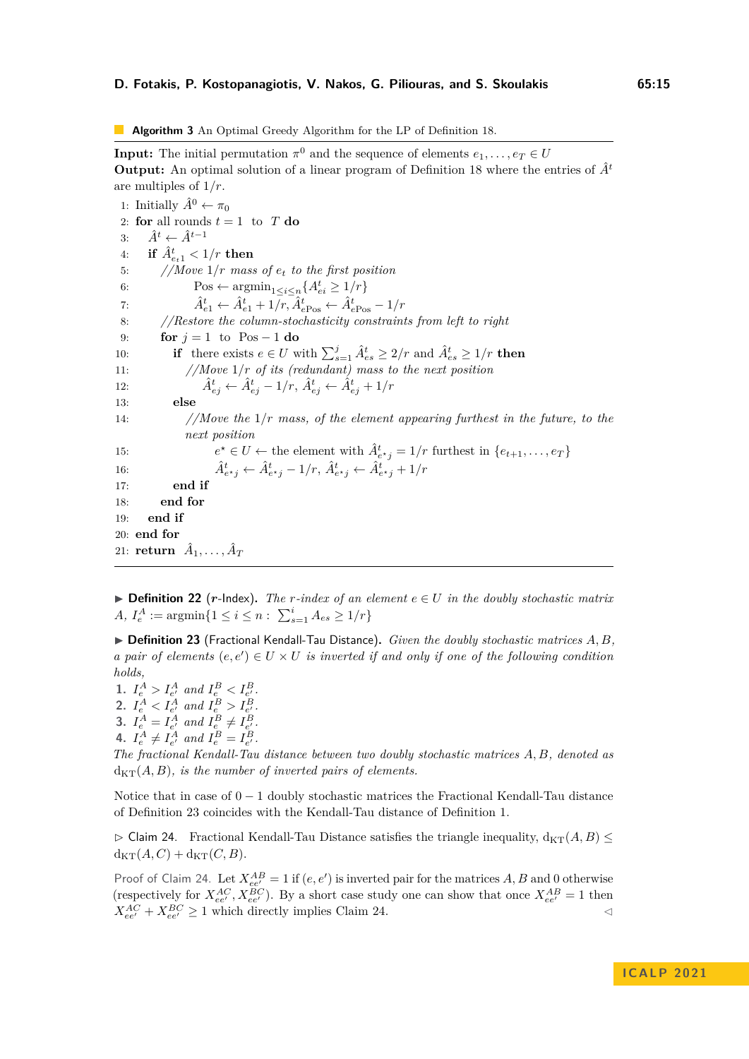**Algorithm 3** An Optimal Greedy Algorithm for the LP of Definition 18.

**Input:** The initial permutation $\pi^0$ and the sequence of elements $e_1, \ldots, e_T \in U$
**Output:** An optimal solution of a linear program of Definition 18 where the entries of $\hat{A}^t$ are multiples of $1/r$.

```
1: Initially Â^0 ← π_0
2: for all rounds t = 1 to T do
3:   Â^t ← Â^{t-1}
4:   if Â^t_{e_t 1} < 1/r then
5:     //Move 1/r mass of e_t to the first position
6:         Pos ← argmin_{1≤i≤n} {A^t_{ei} ≥ 1/r}
7:         Â^t_{e1} ← Â^t_{e1} + 1/r, Â^t_{ePos} ← Â^t_{ePos} − 1/r
8:     //Restore the column-stochasticity constraints from left to right
9:     for j = 1 to Pos − 1 do
10:      if there exists e ∈ U with Σ_{s=1}^{j} Â^t_{es} ≥ 2/r and Â^t_{es} ≥ 1/r then
11:        //Move 1/r of its (redundant) mass to the next position
12:          Â^t_{ej} ← Â^t_{ej} − 1/r, Â^t_{ej} ← Â^t_{ej} + 1/r
13:      else
14:        //Move the 1/r mass, of the element appearing furthest in the future, to the
           next position
15:          e* ∈ U ← the element with Â^t_{e*j} = 1/r furthest in {e_{t+1}, ..., e_T}
16:          Â^t_{e*j} ← Â^t_{e*j} − 1/r, Â^t_{e*j} ← Â^t_{e*j} + 1/r
17:      end if
18:    end for
19:  end if
20: end for
21: return Â_1, ..., Â_T
```

▶ **Definition 22** (**$r$-Index**). *The $r$-index of an element $e \in U$ in the doubly stochastic matrix $A$, $I_e^A := \text{argmin}\{1 \leq i \leq n : \sum_{s=1}^{i} A_{es} \geq 1/r\}$*

▶ **Definition 23** (Fractional Kendall-Tau Distance). *Given the doubly stochastic matrices $A, B$, a pair of elements $(e, e') \in U \times U$ is inverted if and only if one of the following condition holds,*

1. $I_e^A > I_{e'}^A$ *and* $I_e^B < I_{e'}^B$.
2. $I_e^A < I_{e'}^A$ *and* $I_e^B > I_{e'}^B$.
3. $I_e^A = I_{e'}^A$ *and* $I_e^B \neq I_{e'}^B$.
4. $I_e^A \neq I_{e'}^A$ *and* $I_e^B = I_{e'}^B$.

*The fractional Kendall-Tau distance between two doubly stochastic matrices $A, B$, denoted as $\text{d}_{\text{KT}}(A, B)$, is the number of inverted pairs of elements.*

Notice that in case of $0-1$ doubly stochastic matrices the Fractional Kendall-Tau distance of Definition 23 coincides with the Kendall-Tau distance of Definition 1.

▷ Claim 24. Fractional Kendall-Tau Distance satisfies the triangle inequality, $\text{d}_{\text{KT}}(A, B) \leq \text{d}_{\text{KT}}(A, C) + \text{d}_{\text{KT}}(C, B)$.

Proof of Claim 24. Let $X_{ee'}^{AB} = 1$ if $(e, e')$ is inverted pair for the matrices $A, B$ and 0 otherwise (respectively for $X_{ee'}^{AC}, X_{ee'}^{BC}$). By a short case study one can show that once $X_{ee'}^{AB} = 1$ then $X_{ee'}^{AC} + X_{ee'}^{BC} \geq 1$ which directly implies Claim 24. ◁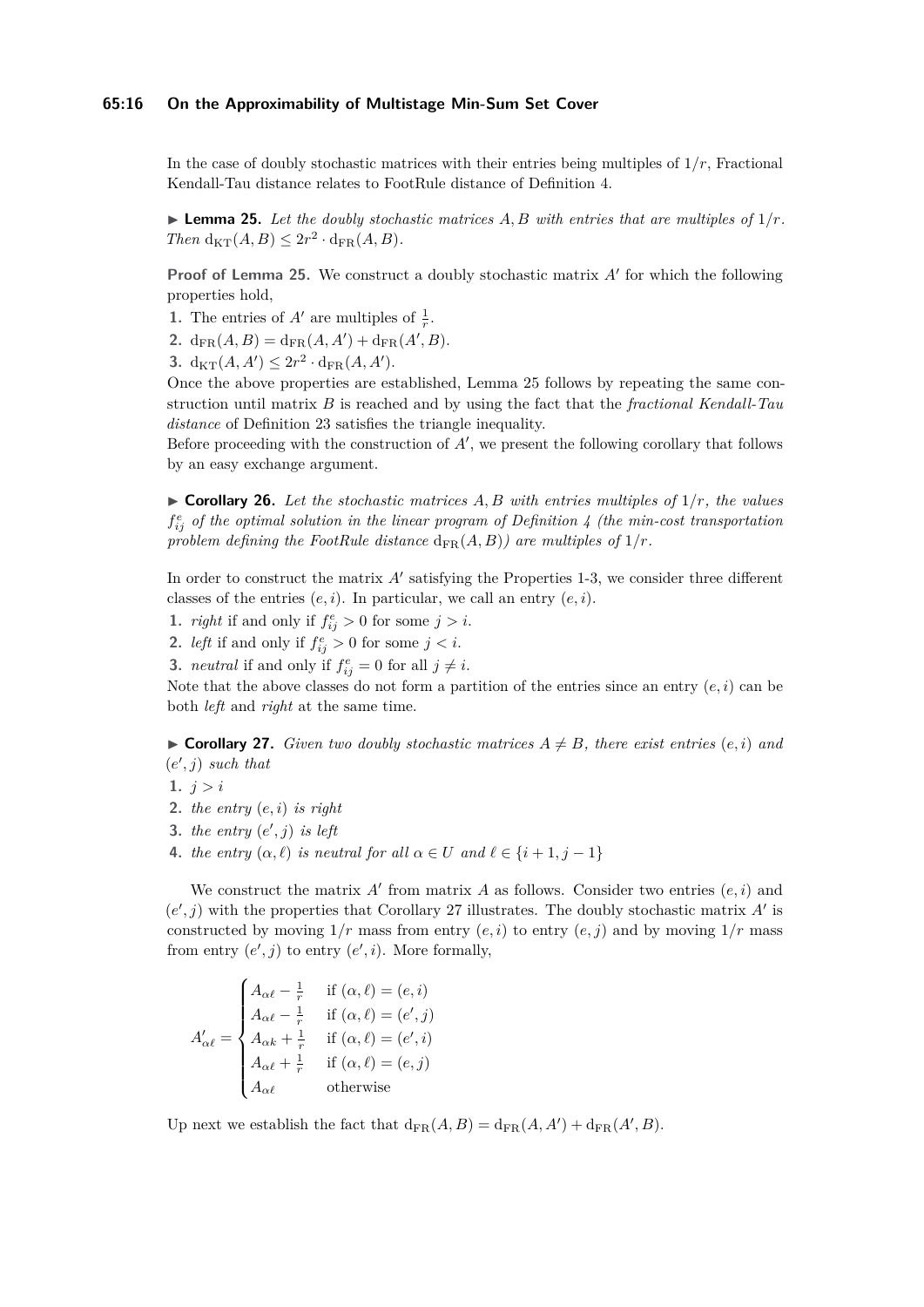In the case of doubly stochastic matrices with their entries being multiples of $1/r$, Fractional Kendall-Tau distance relates to FootRule distance of Definition 4.

▶ **Lemma 25.** *Let the doubly stochastic matrices $A, B$ with entries that are multiples of $1/r$. Then $\mathrm{d}_{\mathrm{KT}}(A,B) \leq 2r^2 \cdot \mathrm{d}_{\mathrm{FR}}(A,B)$.*

**Proof of Lemma 25.** We construct a doubly stochastic matrix $A'$ for which the following properties hold,

1. The entries of $A'$ are multiples of $\frac{1}{r}$.
2. $\mathrm{d}_{\mathrm{FR}}(A,B) = \mathrm{d}_{\mathrm{FR}}(A,A') + \mathrm{d}_{\mathrm{FR}}(A',B)$.
3. $\mathrm{d}_{\mathrm{KT}}(A,A') \leq 2r^2 \cdot \mathrm{d}_{\mathrm{FR}}(A,A')$.

Once the above properties are established, Lemma 25 follows by repeating the same construction until matrix $B$ is reached and by using the fact that the *fractional Kendall-Tau distance* of Definition 23 satisfies the triangle inequality.
Before proceeding with the construction of $A'$, we present the following corollary that follows by an easy exchange argument.

▶ **Corollary 26.** *Let the stochastic matrices $A, B$ with entries multiples of $1/r$, the values $f^e_{ij}$ of the optimal solution in the linear program of Definition 4 (the min-cost transportation problem defining the FootRule distance $\mathrm{d}_{\mathrm{FR}}(A,B)$) are multiples of $1/r$.*

In order to construct the matrix $A'$ satisfying the Properties 1-3, we consider three different classes of the entries $(e,i)$. In particular, we call an entry $(e,i)$.

1. *right* if and only if $f^e_{ij} > 0$ for some $j > i$.
2. *left* if and only if $f^e_{ij} > 0$ for some $j < i$.
3. *neutral* if and only if $f^e_{ij} = 0$ for all $j \neq i$.

Note that the above classes do not form a partition of the entries since an entry $(e,i)$ can be both *left* and *right* at the same time.

▶ **Corollary 27.** *Given two doubly stochastic matrices $A \neq B$, there exist entries $(e,i)$ and $(e',j)$ such that*

1. *$j > i$*
2. *the entry $(e,i)$ is right*
3. *the entry $(e',j)$ is left*
4. *the entry $(\alpha,\ell)$ is neutral for all $\alpha \in U$ and $\ell \in \{i+1, j-1\}$*

We construct the matrix $A'$ from matrix $A$ as follows. Consider two entries $(e,i)$ and $(e',j)$ with the properties that Corollary 27 illustrates. The doubly stochastic matrix $A'$ is constructed by moving $1/r$ mass from entry $(e,i)$ to entry $(e,j)$ and by moving $1/r$ mass from entry $(e',j)$ to entry $(e',i)$. More formally,

$$A'_{\alpha\ell} = \begin{cases} A_{\alpha\ell} - \frac{1}{r} & \text{if } (\alpha,\ell) = (e,i) \\ A_{\alpha\ell} - \frac{1}{r} & \text{if } (\alpha,\ell) = (e',j) \\ A_{\alpha k} + \frac{1}{r} & \text{if } (\alpha,\ell) = (e',i) \\ A_{\alpha\ell} + \frac{1}{r} & \text{if } (\alpha,\ell) = (e,j) \\ A_{\alpha\ell} & \text{otherwise} \end{cases}$$

Up next we establish the fact that $\mathrm{d}_{\mathrm{FR}}(A,B) = \mathrm{d}_{\mathrm{FR}}(A,A') + \mathrm{d}_{\mathrm{FR}}(A',B)$.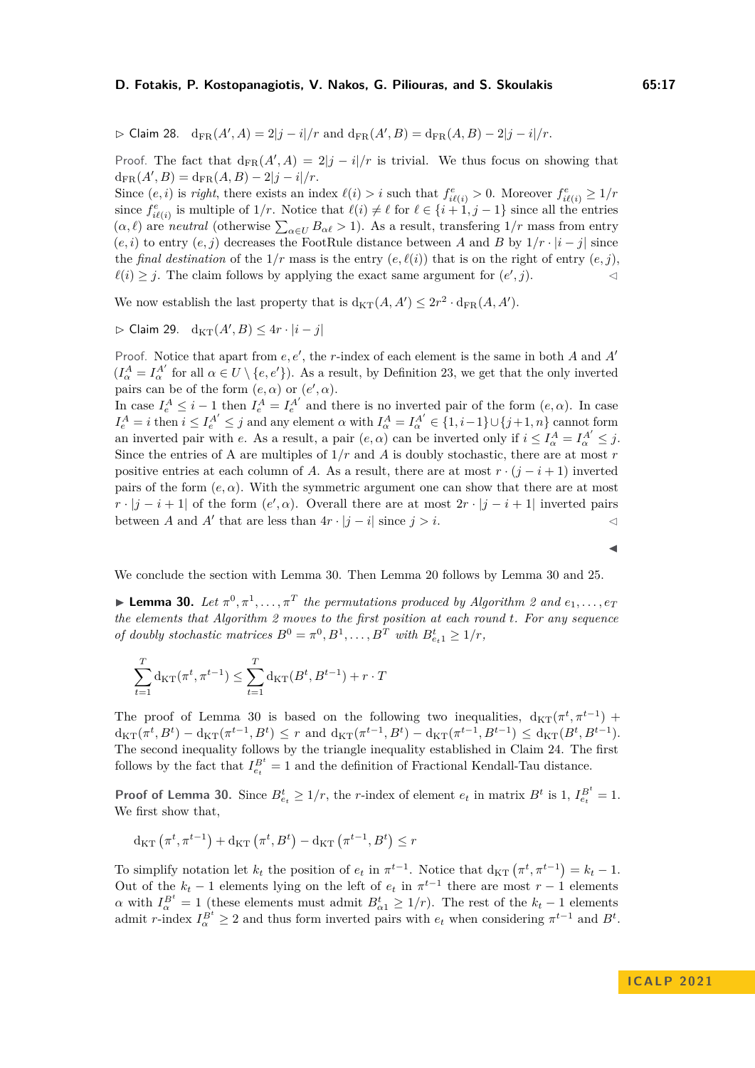▷ Claim 28. $\mathrm{d_{FR}}(A', A) = 2|j-i|/r$ and $\mathrm{d_{FR}}(A', B) = \mathrm{d_{FR}}(A, B) - 2|j-i|/r$.

Proof. The fact that $\mathrm{d_{FR}}(A', A) = 2|j-i|/r$ is trivial. We thus focus on showing that $\mathrm{d_{FR}}(A', B) = \mathrm{d_{FR}}(A, B) - 2|j-i|/r$.

Since $(e, i)$ is *right*, there exists an index $\ell(i) > i$ such that $f^e_{i\ell(i)} > 0$. Moreover $f^e_{i\ell(i)} \geq 1/r$ since $f^e_{i\ell(i)}$ is multiple of $1/r$. Notice that $\ell(i) \neq \ell$ for $\ell \in \{i+1, j-1\}$ since all the entries $(\alpha, \ell)$ are *neutral* (otherwise $\sum_{\alpha \in U} B_{\alpha\ell} > 1$). As a result, transfering $1/r$ mass from entry $(e, i)$ to entry $(e, j)$ decreases the FootRule distance between $A$ and $B$ by $1/r \cdot |i-j|$ since the *final destination* of the $1/r$ mass is the entry $(e, \ell(i))$ that is on the right of entry $(e, j)$, $\ell(i) \geq j$. The claim follows by applying the exact same argument for $(e', j)$. ◁

We now establish the last property that is $\mathrm{d_{KT}}(A, A') \leq 2r^2 \cdot \mathrm{d_{FR}}(A, A')$.

▷ Claim 29. $\mathrm{d_{KT}}(A', B) \leq 4r \cdot |i-j|$

Proof. Notice that apart from $e, e'$, the $r$-index of each element is the same in both $A$ and $A'$ ($I^A_\alpha = I^{A'}_\alpha$ for all $\alpha \in U \setminus \{e, e'\}$). As a result, by Definition 23, we get that the only inverted pairs can be of the form $(e, \alpha)$ or $(e', \alpha)$.

In case $I^A_e \leq i-1$ then $I^A_e = I^{A'}_e$ and there is no inverted pair of the form $(e, \alpha)$. In case $I^A_e = i$ then $i \leq I^{A'}_e \leq j$ and any element $\alpha$ with $I^A_\alpha = I^{A'}_\alpha \in \{1, i-1\} \cup \{j+1, n\}$ cannot form an inverted pair with $e$. As a result, a pair $(e, \alpha)$ can be inverted only if $i \leq I^A_\alpha = I^{A'}_\alpha \leq j$. Since the entries of A are multiples of $1/r$ and $A$ is doubly stochastic, there are at most $r$ positive entries at each column of $A$. As a result, there are at most $r \cdot (j-i+1)$ inverted pairs of the form $(e, \alpha)$. With the symmetric argument one can show that there are at most $r \cdot |j-i+1|$ of the form $(e', \alpha)$. Overall there are at most $2r \cdot |j-i+1|$ inverted pairs between $A$ and $A'$ that are less than $4r \cdot |j-i|$ since $j > i$. ◁

◀

We conclude the section with Lemma 30. Then Lemma 20 follows by Lemma 30 and 25.

▶ **Lemma 30.** *Let $\pi^0, \pi^1, \ldots, \pi^T$ the permutations produced by Algorithm 2 and $e_1, \ldots, e_T$ the elements that Algorithm 2 moves to the first position at each round $t$. For any sequence of doubly stochastic matrices $B^0 = \pi^0, B^1, \ldots, B^T$ with $B^t_{e_t 1} \geq 1/r$,*

$$\sum_{t=1}^{T} \mathrm{d_{KT}}(\pi^t, \pi^{t-1}) \leq \sum_{t=1}^{T} \mathrm{d_{KT}}(B^t, B^{t-1}) + r \cdot T$$

The proof of Lemma 30 is based on the following two inequalities, $\mathrm{d_{KT}}(\pi^t, \pi^{t-1}) + \mathrm{d_{KT}}(\pi^t, B^t) - \mathrm{d_{KT}}(\pi^{t-1}, B^t) \leq r$ and $\mathrm{d_{KT}}(\pi^{t-1}, B^t) - \mathrm{d_{KT}}(\pi^{t-1}, B^{t-1}) \leq \mathrm{d_{KT}}(B^t, B^{t-1})$. The second inequality follows by the triangle inequality established in Claim 24. The first follows by the fact that $I^{B^t}_{e_t} = 1$ and the definition of Fractional Kendall-Tau distance.

**Proof of Lemma 30.** Since $B^t_{e_t} \geq 1/r$, the $r$-index of element $e_t$ in matrix $B^t$ is 1, $I^{B^t}_{e_t} = 1$. We first show that,

$$\mathrm{d_{KT}}\left(\pi^t, \pi^{t-1}\right) + \mathrm{d_{KT}}\left(\pi^t, B^t\right) - \mathrm{d_{KT}}\left(\pi^{t-1}, B^t\right) \leq r$$

To simplify notation let $k_t$ the position of $e_t$ in $\pi^{t-1}$. Notice that $\mathrm{d_{KT}}\left(\pi^t, \pi^{t-1}\right) = k_t - 1$. Out of the $k_t - 1$ elements lying on the left of $e_t$ in $\pi^{t-1}$ there are most $r-1$ elements $\alpha$ with $I^{B^t}_\alpha = 1$ (these elements must admit $B^t_{\alpha 1} \geq 1/r$). The rest of the $k_t - 1$ elements admit $r$-index $I^{B^t}_\alpha \geq 2$ and thus form inverted pairs with $e_t$ when considering $\pi^{t-1}$ and $B^t$.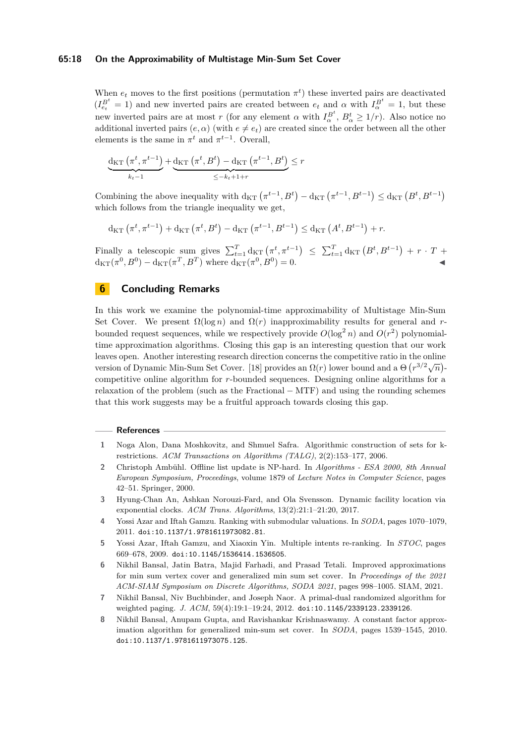When $e_t$ moves to the first positions (permutation $\pi^t$) these inverted pairs are deactivated ($I_{e_t}^{B^t} = 1$) and new inverted pairs are created between $e_t$ and $\alpha$ with $I_\alpha^{B^t} = 1$, but these new inverted pairs are at most $r$ (for any element $\alpha$ with $I_\alpha^{B^t}$, $B_\alpha^t \geq 1/r$). Also notice no additional inverted pairs $(e, \alpha)$ (with $e \neq e_t$) are created since the order between all the other elements is the same in $\pi^t$ and $\pi^{t-1}$. Overall,

$$\underbrace{\mathrm{d_{KT}}\left(\pi^t, \pi^{t-1}\right)}_{k_t - 1} + \underbrace{\mathrm{d_{KT}}\left(\pi^t, B^t\right) - \mathrm{d_{KT}}\left(\pi^{t-1}, B^t\right)}_{\leq -k_t + 1 + r} \leq r$$

Combining the above inequality with $\mathrm{d_{KT}}\left(\pi^{t-1}, B^t\right) - \mathrm{d_{KT}}\left(\pi^{t-1}, B^{t-1}\right) \leq \mathrm{d_{KT}}\left(B^t, B^{t-1}\right)$ which follows from the triangle inequality we get,

$$\mathrm{d_{KT}}\left(\pi^t, \pi^{t-1}\right) + \mathrm{d_{KT}}\left(\pi^t, B^t\right) - \mathrm{d_{KT}}\left(\pi^{t-1}, B^{t-1}\right) \leq \mathrm{d_{KT}}\left(A^t, B^{t-1}\right) + r.$$

Finally a telescopic sum gives $\sum_{t=1}^T \mathrm{d_{KT}}\left(\pi^t, \pi^{t-1}\right) \leq \sum_{t=1}^T \mathrm{d_{KT}}\left(B^t, B^{t-1}\right) + r \cdot T + \mathrm{d_{KT}}(\pi^0, B^0) - \mathrm{d_{KT}}(\pi^T, B^T)$ where $\mathrm{d_{KT}}(\pi^0, B^0) = 0$. ◀

## 6 Concluding Remarks

In this work we examine the polynomial-time approximability of Multistage Min-Sum Set Cover. We present $\Omega(\log n)$ and $\Omega(r)$ inapproximability results for general and $r$-bounded request sequences, while we respectively provide $O(\log^2 n)$ and $O(r^2)$ polynomial-time approximation algorithms. Closing this gap is an interesting question that our work leaves open. Another interesting research direction concerns the competitive ratio in the online version of Dynamic Min-Sum Set Cover. [18] provides an $\Omega(r)$ lower bound and a $\Theta\left(r^{3/2}\sqrt{n}\right)$-competitive online algorithm for $r$-bounded sequences. Designing online algorithms for a relaxation of the problem (such as the Fractional − MTF) and using the rounding schemes that this work suggests may be a fruitful approach towards closing this gap.

## References

1. Noga Alon, Dana Moshkovitz, and Shmuel Safra. Algorithmic construction of sets for k-restrictions. *ACM Transactions on Algorithms (TALG)*, 2(2):153–177, 2006.
2. Christoph Ambühl. Offline list update is NP-hard. In *Algorithms - ESA 2000, 8th Annual European Symposium, Proceedings*, volume 1879 of *Lecture Notes in Computer Science*, pages 42–51. Springer, 2000.
3. Hyung-Chan An, Ashkan Norouzi-Fard, and Ola Svensson. Dynamic facility location via exponential clocks. *ACM Trans. Algorithms*, 13(2):21:1–21:20, 2017.
4. Yossi Azar and Iftah Gamzu. Ranking with submodular valuations. In *SODA*, pages 1070–1079, 2011. doi:10.1137/1.9781611973082.81.
5. Yossi Azar, Iftah Gamzu, and Xiaoxin Yin. Multiple intents re-ranking. In *STOC*, pages 669–678, 2009. doi:10.1145/1536414.1536505.
6. Nikhil Bansal, Jatin Batra, Majid Farhadi, and Prasad Tetali. Improved approximations for min sum vertex cover and generalized min sum set cover. In *Proceedings of the 2021 ACM-SIAM Symposium on Discrete Algorithms, SODA 2021*, pages 998–1005. SIAM, 2021.
7. Nikhil Bansal, Niv Buchbinder, and Joseph Naor. A primal-dual randomized algorithm for weighted paging. *J. ACM*, 59(4):19:1–19:24, 2012. doi:10.1145/2339123.2339126.
8. Nikhil Bansal, Anupam Gupta, and Ravishankar Krishnaswamy. A constant factor approximation algorithm for generalized min-sum set cover. In *SODA*, pages 1539–1545, 2010. doi:10.1137/1.9781611973075.125.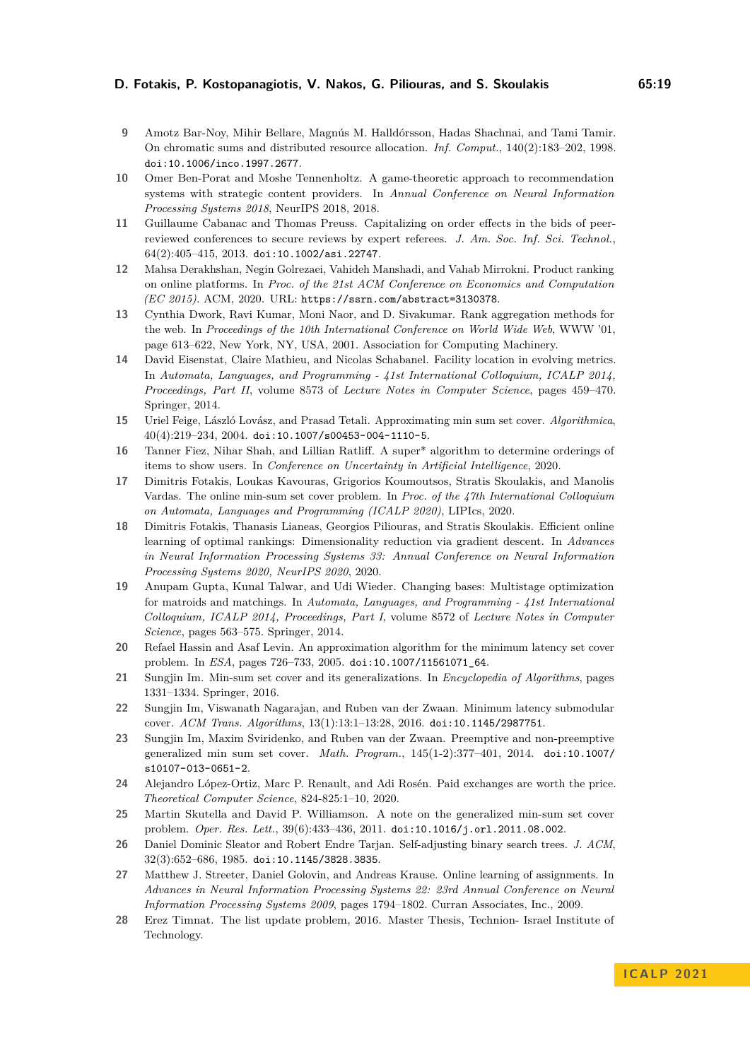9. Amotz Bar-Noy, Mihir Bellare, Magnús M. Halldórsson, Hadas Shachnai, and Tami Tamir. On chromatic sums and distributed resource allocation. *Inf. Comput.*, 140(2):183–202, 1998. doi:10.1006/inco.1997.2677.
10. Omer Ben-Porat and Moshe Tennenholtz. A game-theoretic approach to recommendation systems with strategic content providers. In *Annual Conference on Neural Information Processing Systems 2018*, NeurIPS 2018, 2018.
11. Guillaume Cabanac and Thomas Preuss. Capitalizing on order effects in the bids of peer-reviewed conferences to secure reviews by expert referees. *J. Am. Soc. Inf. Sci. Technol.*, 64(2):405–415, 2013. doi:10.1002/asi.22747.
12. Mahsa Derakhshan, Negin Golrezaei, Vahideh Manshadi, and Vahab Mirrokni. Product ranking on online platforms. In *Proc. of the 21st ACM Conference on Economics and Computation (EC 2015)*. ACM, 2020. URL: https://ssrn.com/abstract=3130378.
13. Cynthia Dwork, Ravi Kumar, Moni Naor, and D. Sivakumar. Rank aggregation methods for the web. In *Proceedings of the 10th International Conference on World Wide Web*, WWW '01, page 613–622, New York, NY, USA, 2001. Association for Computing Machinery.
14. David Eisenstat, Claire Mathieu, and Nicolas Schabanel. Facility location in evolving metrics. In *Automata, Languages, and Programming - 41st International Colloquium, ICALP 2014, Proceedings, Part II*, volume 8573 of *Lecture Notes in Computer Science*, pages 459–470. Springer, 2014.
15. Uriel Feige, László Lovász, and Prasad Tetali. Approximating min sum set cover. *Algorithmica*, 40(4):219–234, 2004. doi:10.1007/s00453-004-1110-5.
16. Tanner Fiez, Nihar Shah, and Lillian Ratliff. A super* algorithm to determine orderings of items to show users. In *Conference on Uncertainty in Artificial Intelligence*, 2020.
17. Dimitris Fotakis, Loukas Kavouras, Grigorios Koumoutsos, Stratis Skoulakis, and Manolis Vardas. The online min-sum set cover problem. In *Proc. of the 47th International Colloquium on Automata, Languages and Programming (ICALP 2020)*, LIPIcs, 2020.
18. Dimitris Fotakis, Thanasis Lianeas, Georgios Piliouras, and Stratis Skoulakis. Efficient online learning of optimal rankings: Dimensionality reduction via gradient descent. In *Advances in Neural Information Processing Systems 33: Annual Conference on Neural Information Processing Systems 2020, NeurIPS 2020*, 2020.
19. Anupam Gupta, Kunal Talwar, and Udi Wieder. Changing bases: Multistage optimization for matroids and matchings. In *Automata, Languages, and Programming - 41st International Colloquium, ICALP 2014, Proceedings, Part I*, volume 8572 of *Lecture Notes in Computer Science*, pages 563–575. Springer, 2014.
20. Refael Hassin and Asaf Levin. An approximation algorithm for the minimum latency set cover problem. In *ESA*, pages 726–733, 2005. doi:10.1007/11561071_64.
21. Sungjin Im. Min-sum set cover and its generalizations. In *Encyclopedia of Algorithms*, pages 1331–1334. Springer, 2016.
22. Sungjin Im, Viswanath Nagarajan, and Ruben van der Zwaan. Minimum latency submodular cover. *ACM Trans. Algorithms*, 13(1):13:1–13:28, 2016. doi:10.1145/2987751.
23. Sungjin Im, Maxim Sviridenko, and Ruben van der Zwaan. Preemptive and non-preemptive generalized min sum set cover. *Math. Program.*, 145(1-2):377–401, 2014. doi:10.1007/s10107-013-0651-2.
24. Alejandro López-Ortiz, Marc P. Renault, and Adi Rosén. Paid exchanges are worth the price. *Theoretical Computer Science*, 824-825:1–10, 2020.
25. Martin Skutella and David P. Williamson. A note on the generalized min-sum set cover problem. *Oper. Res. Lett.*, 39(6):433–436, 2011. doi:10.1016/j.orl.2011.08.002.
26. Daniel Dominic Sleator and Robert Endre Tarjan. Self-adjusting binary search trees. *J. ACM*, 32(3):652–686, 1985. doi:10.1145/3828.3835.
27. Matthew J. Streeter, Daniel Golovin, and Andreas Krause. Online learning of assignments. In *Advances in Neural Information Processing Systems 22: 23rd Annual Conference on Neural Information Processing Systems 2009*, pages 1794–1802. Curran Associates, Inc., 2009.
28. Erez Timnat. The list update problem, 2016. Master Thesis, Technion- Israel Institute of Technology.